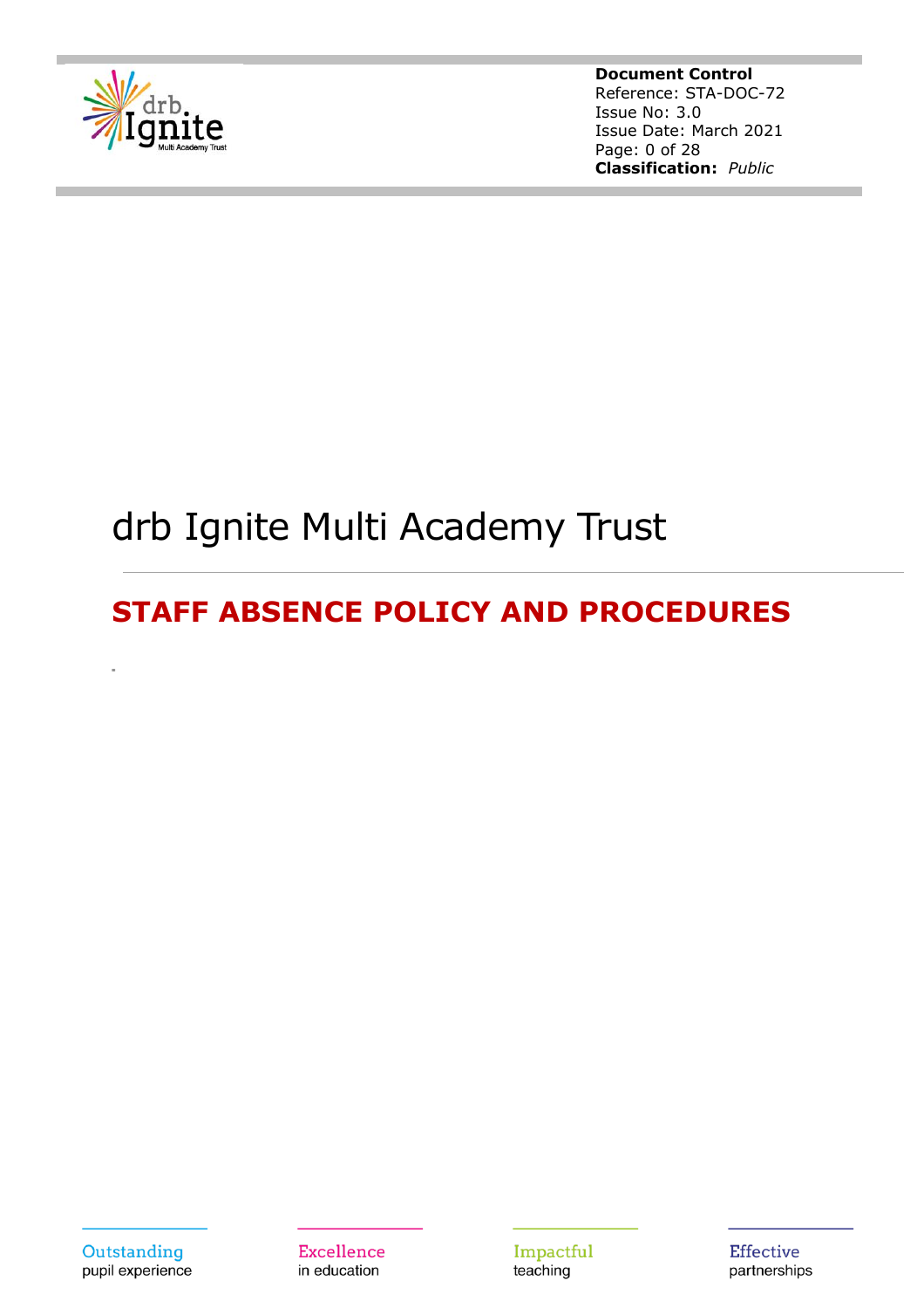**Document Control**
Reference: STA-DOC-72
Issue No: 3.0
Issue Date: March 2021
**Classification:** *Public*

# drb Ignite Multi Academy Trust

## STAFF ABSENCE POLICY AND PROCEDURES

Outstanding pupil experience

Excellence in education

Impactful teaching

Effective partnerships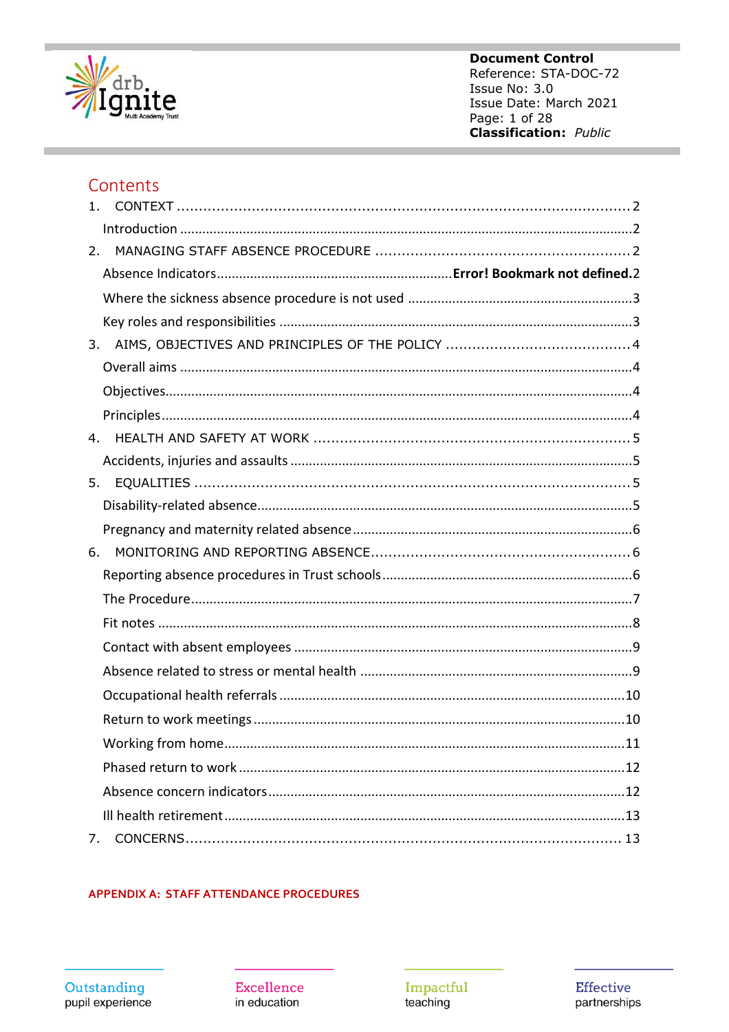**Document Control**
Reference: STA-DOC-72
Issue No: 3.0
Issue Date: March 2021
Classification: *Public*

## Contents

1. CONTEXT .......... 2
   - Introduction .......... 2
2. MANAGING STAFF ABSENCE PROCEDURE .......... 2
   - Absence Indicators .......... **Error! Bookmark not defined.** 2
   - Where the sickness absence procedure is not used .......... 3
   - Key roles and responsibilities .......... 3
3. AIMS, OBJECTIVES AND PRINCIPLES OF THE POLICY .......... 4
   - Overall aims .......... 4
   - Objectives .......... 4
   - Principles .......... 4
4. HEALTH AND SAFETY AT WORK .......... 5
   - Accidents, injuries and assaults .......... 5
5. EQUALITIES .......... 5
   - Disability-related absence .......... 5
   - Pregnancy and maternity related absence .......... 6
6. MONITORING AND REPORTING ABSENCE .......... 6
   - Reporting absence procedures in Trust schools .......... 6
   - The Procedure .......... 7
   - Fit notes .......... 8
   - Contact with absent employees .......... 9
   - Absence related to stress or mental health .......... 9
   - Occupational health referrals .......... 10
   - Return to work meetings .......... 10
   - Working from home .......... 11
   - Phased return to work .......... 12
   - Absence concern indicators .......... 12
   - Ill health retirement .......... 13
7. CONCERNS .......... 13

APPENDIX A: STAFF ATTENDANCE PROCEDURES

Outstanding pupil experience | Excellence in education | Impactful teaching | Effective partnerships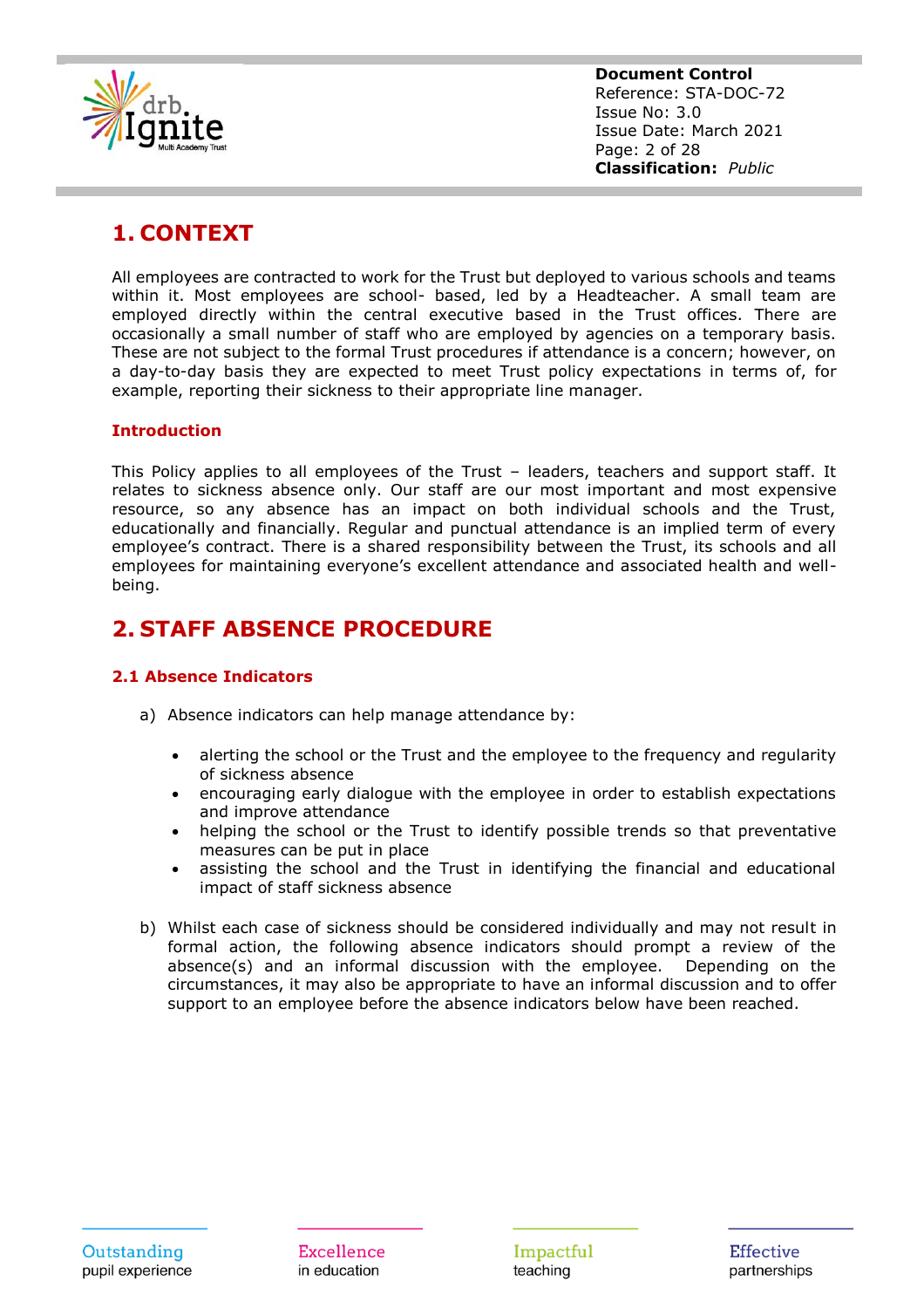# 1. CONTEXT

All employees are contracted to work for the Trust but deployed to various schools and teams within it. Most employees are school- based, led by a Headteacher. A small team are employed directly within the central executive based in the Trust offices. There are occasionally a small number of staff who are employed by agencies on a temporary basis. These are not subject to the formal Trust procedures if attendance is a concern; however, on a day-to-day basis they are expected to meet Trust policy expectations in terms of, for example, reporting their sickness to their appropriate line manager.

### Introduction

This Policy applies to all employees of the Trust – leaders, teachers and support staff. It relates to sickness absence only. Our staff are our most important and most expensive resource, so any absence has an impact on both individual schools and the Trust, educationally and financially. Regular and punctual attendance is an implied term of every employee's contract. There is a shared responsibility between the Trust, its schools and all employees for maintaining everyone's excellent attendance and associated health and well-being.

# 2. STAFF ABSENCE PROCEDURE

### 2.1 Absence Indicators

a) Absence indicators can help manage attendance by:

- alerting the school or the Trust and the employee to the frequency and regularity of sickness absence
- encouraging early dialogue with the employee in order to establish expectations and improve attendance
- helping the school or the Trust to identify possible trends so that preventative measures can be put in place
- assisting the school and the Trust in identifying the financial and educational impact of staff sickness absence

b) Whilst each case of sickness should be considered individually and may not result in formal action, the following absence indicators should prompt a review of the absence(s) and an informal discussion with the employee. Depending on the circumstances, it may also be appropriate to have an informal discussion and to offer support to an employee before the absence indicators below have been reached.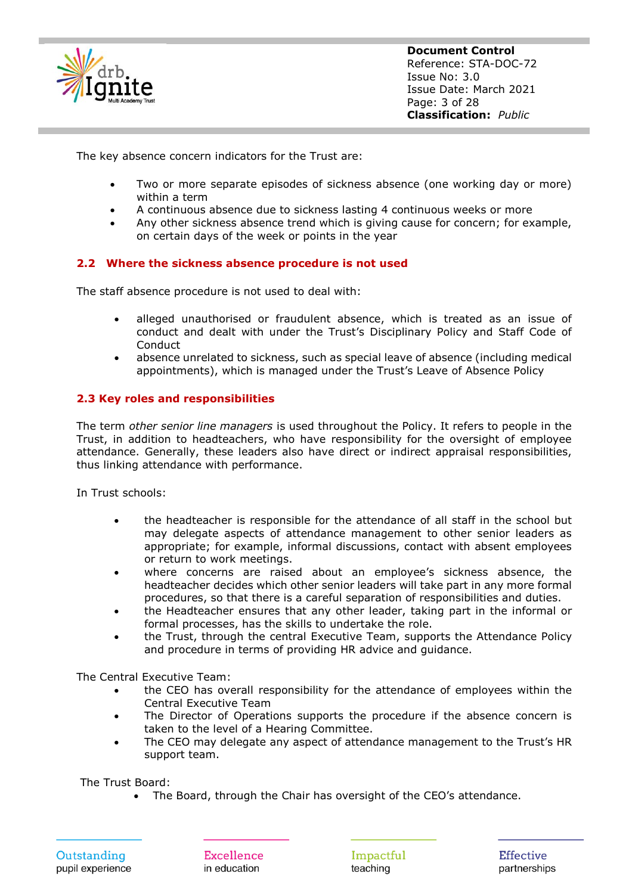The key absence concern indicators for the Trust are:

- Two or more separate episodes of sickness absence (one working day or more) within a term
- A continuous absence due to sickness lasting 4 continuous weeks or more
- Any other sickness absence trend which is giving cause for concern; for example, on certain days of the week or points in the year

### 2.2 Where the sickness absence procedure is not used

The staff absence procedure is not used to deal with:

- alleged unauthorised or fraudulent absence, which is treated as an issue of conduct and dealt with under the Trust's Disciplinary Policy and Staff Code of Conduct
- absence unrelated to sickness, such as special leave of absence (including medical appointments), which is managed under the Trust's Leave of Absence Policy

### 2.3 Key roles and responsibilities

The term *other senior line managers* is used throughout the Policy. It refers to people in the Trust, in addition to headteachers, who have responsibility for the oversight of employee attendance. Generally, these leaders also have direct or indirect appraisal responsibilities, thus linking attendance with performance.

In Trust schools:

- the headteacher is responsible for the attendance of all staff in the school but may delegate aspects of attendance management to other senior leaders as appropriate; for example, informal discussions, contact with absent employees or return to work meetings.
- where concerns are raised about an employee's sickness absence, the headteacher decides which other senior leaders will take part in any more formal procedures, so that there is a careful separation of responsibilities and duties.
- the Headteacher ensures that any other leader, taking part in the informal or formal processes, has the skills to undertake the role.
- the Trust, through the central Executive Team, supports the Attendance Policy and procedure in terms of providing HR advice and guidance.

The Central Executive Team:

- the CEO has overall responsibility for the attendance of employees within the Central Executive Team
- The Director of Operations supports the procedure if the absence concern is taken to the level of a Hearing Committee.
- The CEO may delegate any aspect of attendance management to the Trust's HR support team.

The Trust Board:

- The Board, through the Chair has oversight of the CEO's attendance.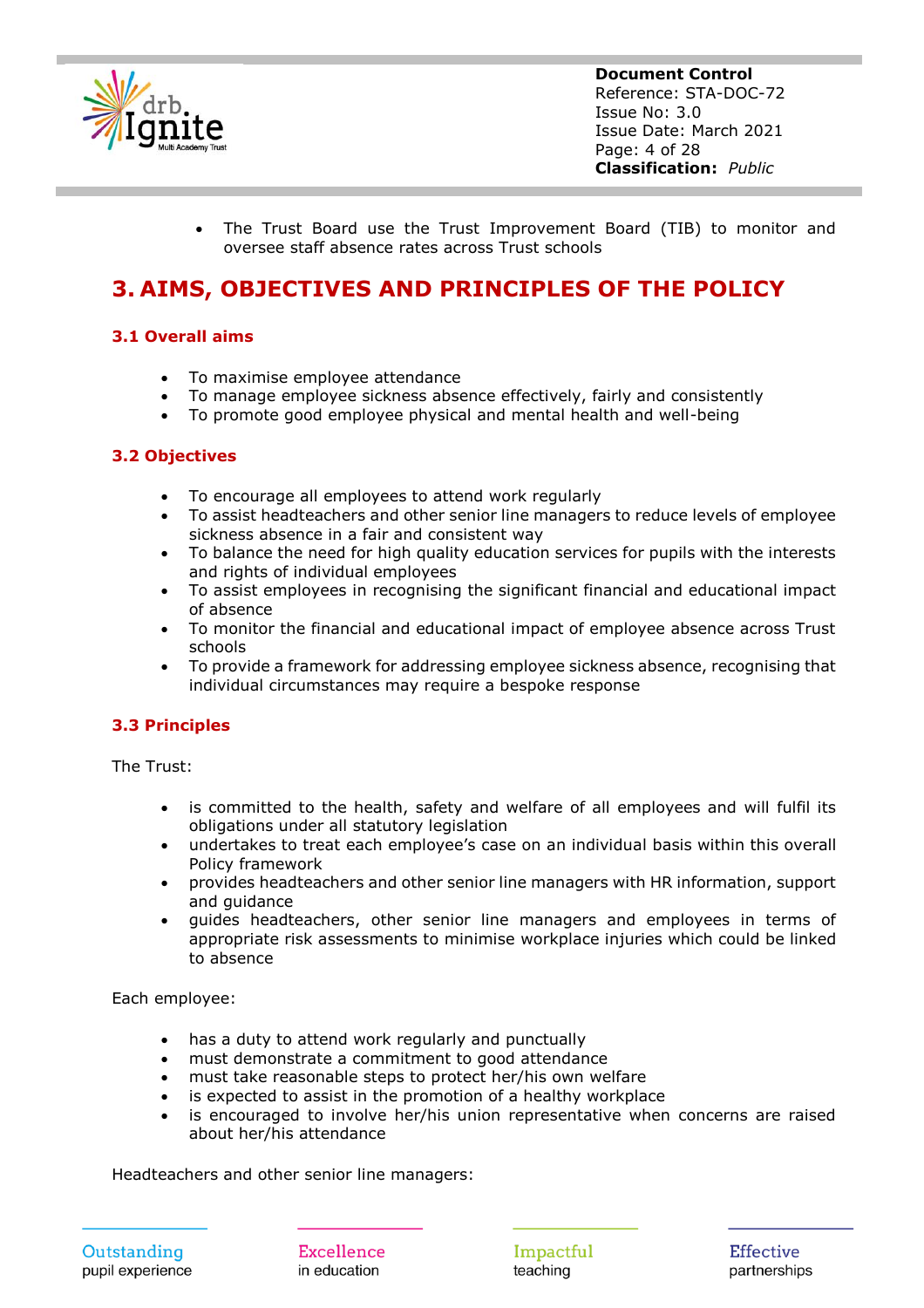- The Trust Board use the Trust Improvement Board (TIB) to monitor and oversee staff absence rates across Trust schools

# 3. AIMS, OBJECTIVES AND PRINCIPLES OF THE POLICY

### 3.1 Overall aims

- To maximise employee attendance
- To manage employee sickness absence effectively, fairly and consistently
- To promote good employee physical and mental health and well-being

### 3.2 Objectives

- To encourage all employees to attend work regularly
- To assist headteachers and other senior line managers to reduce levels of employee sickness absence in a fair and consistent way
- To balance the need for high quality education services for pupils with the interests and rights of individual employees
- To assist employees in recognising the significant financial and educational impact of absence
- To monitor the financial and educational impact of employee absence across Trust schools
- To provide a framework for addressing employee sickness absence, recognising that individual circumstances may require a bespoke response

### 3.3 Principles

The Trust:

- is committed to the health, safety and welfare of all employees and will fulfil its obligations under all statutory legislation
- undertakes to treat each employee's case on an individual basis within this overall Policy framework
- provides headteachers and other senior line managers with HR information, support and guidance
- guides headteachers, other senior line managers and employees in terms of appropriate risk assessments to minimise workplace injuries which could be linked to absence

Each employee:

- has a duty to attend work regularly and punctually
- must demonstrate a commitment to good attendance
- must take reasonable steps to protect her/his own welfare
- is expected to assist in the promotion of a healthy workplace
- is encouraged to involve her/his union representative when concerns are raised about her/his attendance

Headteachers and other senior line managers: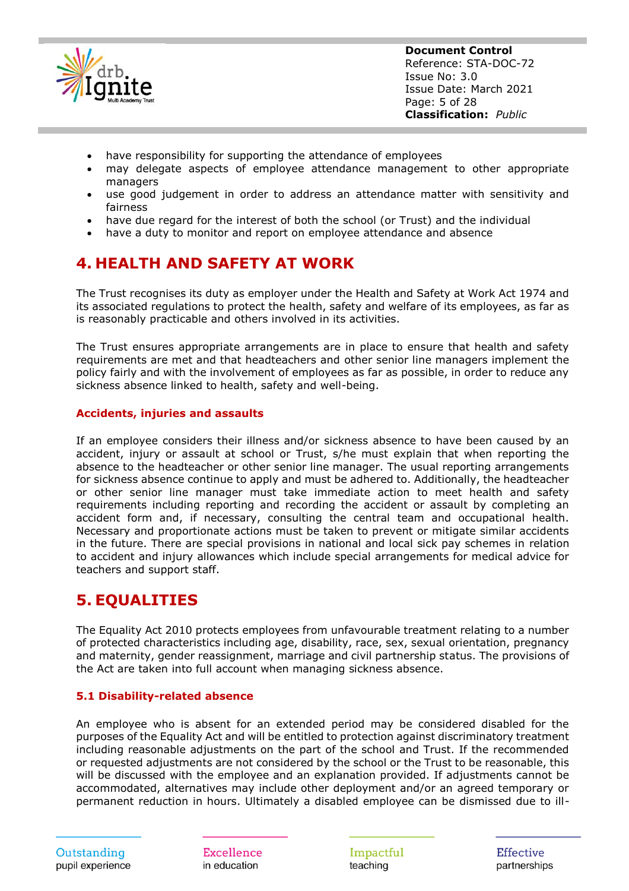- have responsibility for supporting the attendance of employees
- may delegate aspects of employee attendance management to other appropriate managers
- use good judgement in order to address an attendance matter with sensitivity and fairness
- have due regard for the interest of both the school (or Trust) and the individual
- have a duty to monitor and report on employee attendance and absence

# 4. HEALTH AND SAFETY AT WORK

The Trust recognises its duty as employer under the Health and Safety at Work Act 1974 and its associated regulations to protect the health, safety and welfare of its employees, as far as is reasonably practicable and others involved in its activities.

The Trust ensures appropriate arrangements are in place to ensure that health and safety requirements are met and that headteachers and other senior line managers implement the policy fairly and with the involvement of employees as far as possible, in order to reduce any sickness absence linked to health, safety and well-being.

### Accidents, injuries and assaults

If an employee considers their illness and/or sickness absence to have been caused by an accident, injury or assault at school or Trust, s/he must explain that when reporting the absence to the headteacher or other senior line manager. The usual reporting arrangements for sickness absence continue to apply and must be adhered to. Additionally, the headteacher or other senior line manager must take immediate action to meet health and safety requirements including reporting and recording the accident or assault by completing an accident form and, if necessary, consulting the central team and occupational health. Necessary and proportionate actions must be taken to prevent or mitigate similar accidents in the future. There are special provisions in national and local sick pay schemes in relation to accident and injury allowances which include special arrangements for medical advice for teachers and support staff.

# 5. EQUALITIES

The Equality Act 2010 protects employees from unfavourable treatment relating to a number of protected characteristics including age, disability, race, sex, sexual orientation, pregnancy and maternity, gender reassignment, marriage and civil partnership status. The provisions of the Act are taken into full account when managing sickness absence.

### 5.1 Disability-related absence

An employee who is absent for an extended period may be considered disabled for the purposes of the Equality Act and will be entitled to protection against discriminatory treatment including reasonable adjustments on the part of the school and Trust. If the recommended or requested adjustments are not considered by the school or the Trust to be reasonable, this will be discussed with the employee and an explanation provided. If adjustments cannot be accommodated, alternatives may include other deployment and/or an agreed temporary or permanent reduction in hours. Ultimately a disabled employee can be dismissed due to ill-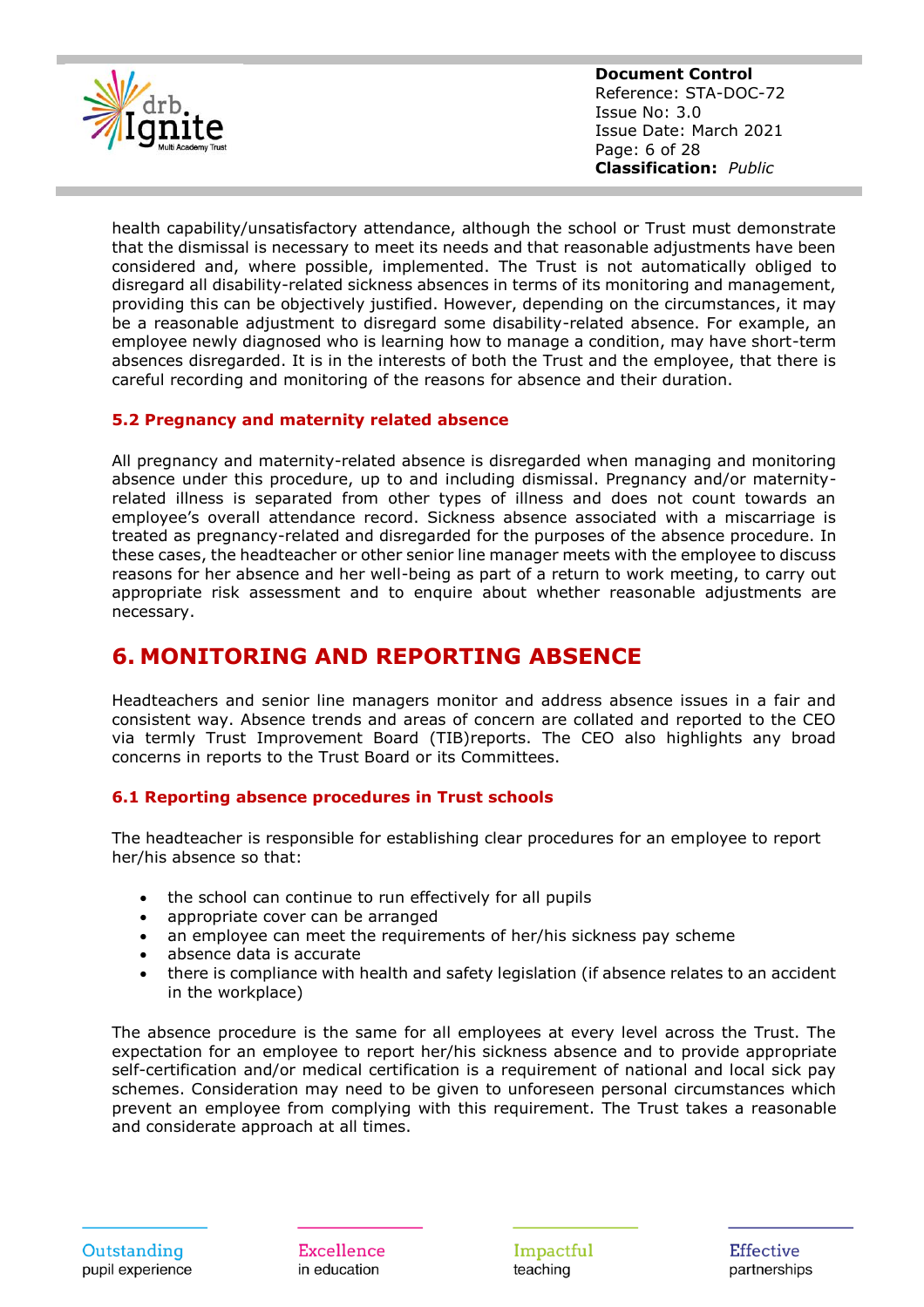health capability/unsatisfactory attendance, although the school or Trust must demonstrate that the dismissal is necessary to meet its needs and that reasonable adjustments have been considered and, where possible, implemented. The Trust is not automatically obliged to disregard all disability-related sickness absences in terms of its monitoring and management, providing this can be objectively justified. However, depending on the circumstances, it may be a reasonable adjustment to disregard some disability-related absence. For example, an employee newly diagnosed who is learning how to manage a condition, may have short-term absences disregarded. It is in the interests of both the Trust and the employee, that there is careful recording and monitoring of the reasons for absence and their duration.

### 5.2 Pregnancy and maternity related absence

All pregnancy and maternity-related absence is disregarded when managing and monitoring absence under this procedure, up to and including dismissal. Pregnancy and/or maternity-related illness is separated from other types of illness and does not count towards an employee's overall attendance record. Sickness absence associated with a miscarriage is treated as pregnancy-related and disregarded for the purposes of the absence procedure. In these cases, the headteacher or other senior line manager meets with the employee to discuss reasons for her absence and her well-being as part of a return to work meeting, to carry out appropriate risk assessment and to enquire about whether reasonable adjustments are necessary.

## 6. MONITORING AND REPORTING ABSENCE

Headteachers and senior line managers monitor and address absence issues in a fair and consistent way. Absence trends and areas of concern are collated and reported to the CEO via termly Trust Improvement Board (TIB)reports. The CEO also highlights any broad concerns in reports to the Trust Board or its Committees.

### 6.1 Reporting absence procedures in Trust schools

The headteacher is responsible for establishing clear procedures for an employee to report her/his absence so that:

- the school can continue to run effectively for all pupils
- appropriate cover can be arranged
- an employee can meet the requirements of her/his sickness pay scheme
- absence data is accurate
- there is compliance with health and safety legislation (if absence relates to an accident in the workplace)

The absence procedure is the same for all employees at every level across the Trust. The expectation for an employee to report her/his sickness absence and to provide appropriate self-certification and/or medical certification is a requirement of national and local sick pay schemes. Consideration may need to be given to unforeseen personal circumstances which prevent an employee from complying with this requirement. The Trust takes a reasonable and considerate approach at all times.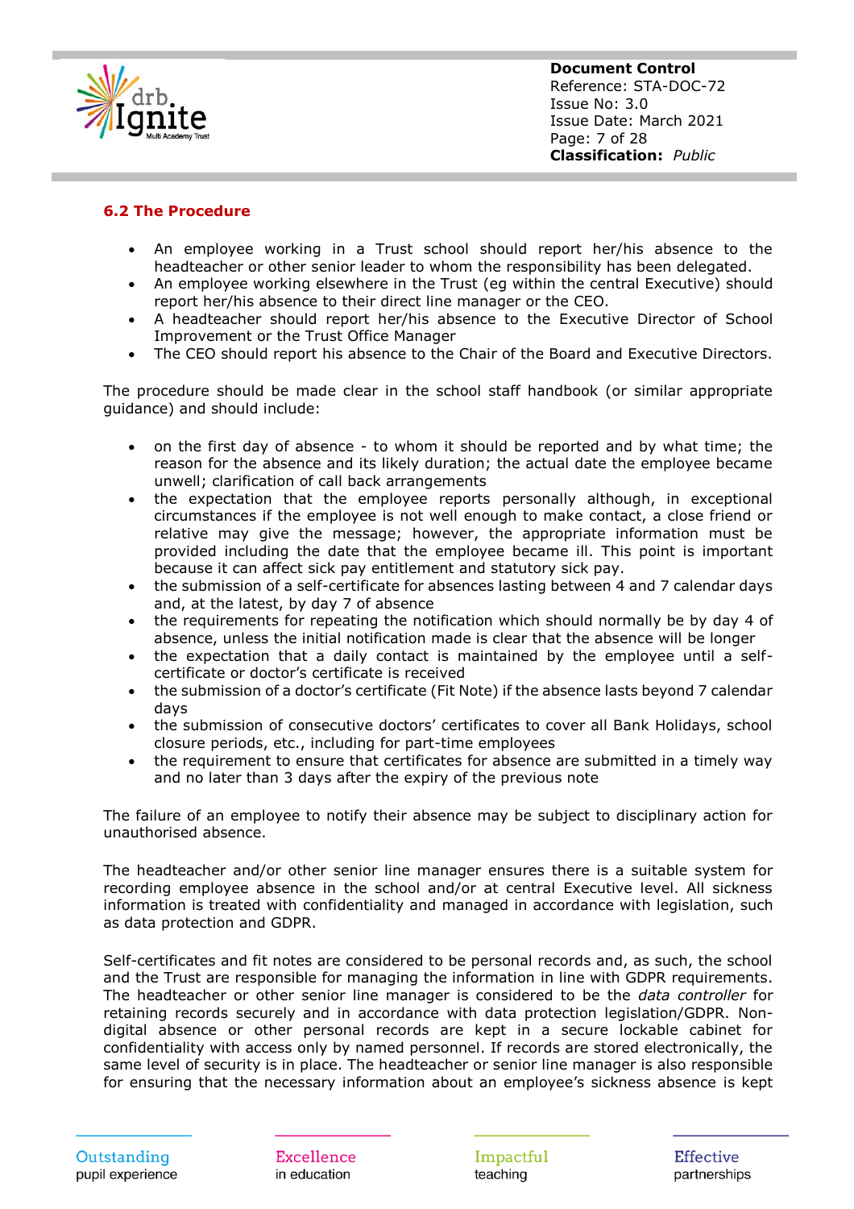### 6.2 The Procedure

- An employee working in a Trust school should report her/his absence to the headteacher or other senior leader to whom the responsibility has been delegated.
- An employee working elsewhere in the Trust (eg within the central Executive) should report her/his absence to their direct line manager or the CEO.
- A headteacher should report her/his absence to the Executive Director of School Improvement or the Trust Office Manager
- The CEO should report his absence to the Chair of the Board and Executive Directors.

The procedure should be made clear in the school staff handbook (or similar appropriate guidance) and should include:

- on the first day of absence - to whom it should be reported and by what time; the reason for the absence and its likely duration; the actual date the employee became unwell; clarification of call back arrangements
- the expectation that the employee reports personally although, in exceptional circumstances if the employee is not well enough to make contact, a close friend or relative may give the message; however, the appropriate information must be provided including the date that the employee became ill. This point is important because it can affect sick pay entitlement and statutory sick pay.
- the submission of a self-certificate for absences lasting between 4 and 7 calendar days and, at the latest, by day 7 of absence
- the requirements for repeating the notification which should normally be by day 4 of absence, unless the initial notification made is clear that the absence will be longer
- the expectation that a daily contact is maintained by the employee until a self-certificate or doctor's certificate is received
- the submission of a doctor's certificate (Fit Note) if the absence lasts beyond 7 calendar days
- the submission of consecutive doctors' certificates to cover all Bank Holidays, school closure periods, etc., including for part-time employees
- the requirement to ensure that certificates for absence are submitted in a timely way and no later than 3 days after the expiry of the previous note

The failure of an employee to notify their absence may be subject to disciplinary action for unauthorised absence.

The headteacher and/or other senior line manager ensures there is a suitable system for recording employee absence in the school and/or at central Executive level. All sickness information is treated with confidentiality and managed in accordance with legislation, such as data protection and GDPR.

Self-certificates and fit notes are considered to be personal records and, as such, the school and the Trust are responsible for managing the information in line with GDPR requirements. The headteacher or other senior line manager is considered to be the *data controller* for retaining records securely and in accordance with data protection legislation/GDPR. Non-digital absence or other personal records are kept in a secure lockable cabinet for confidentiality with access only by named personnel. If records are stored electronically, the same level of security is in place. The headteacher or senior line manager is also responsible for ensuring that the necessary information about an employee's sickness absence is kept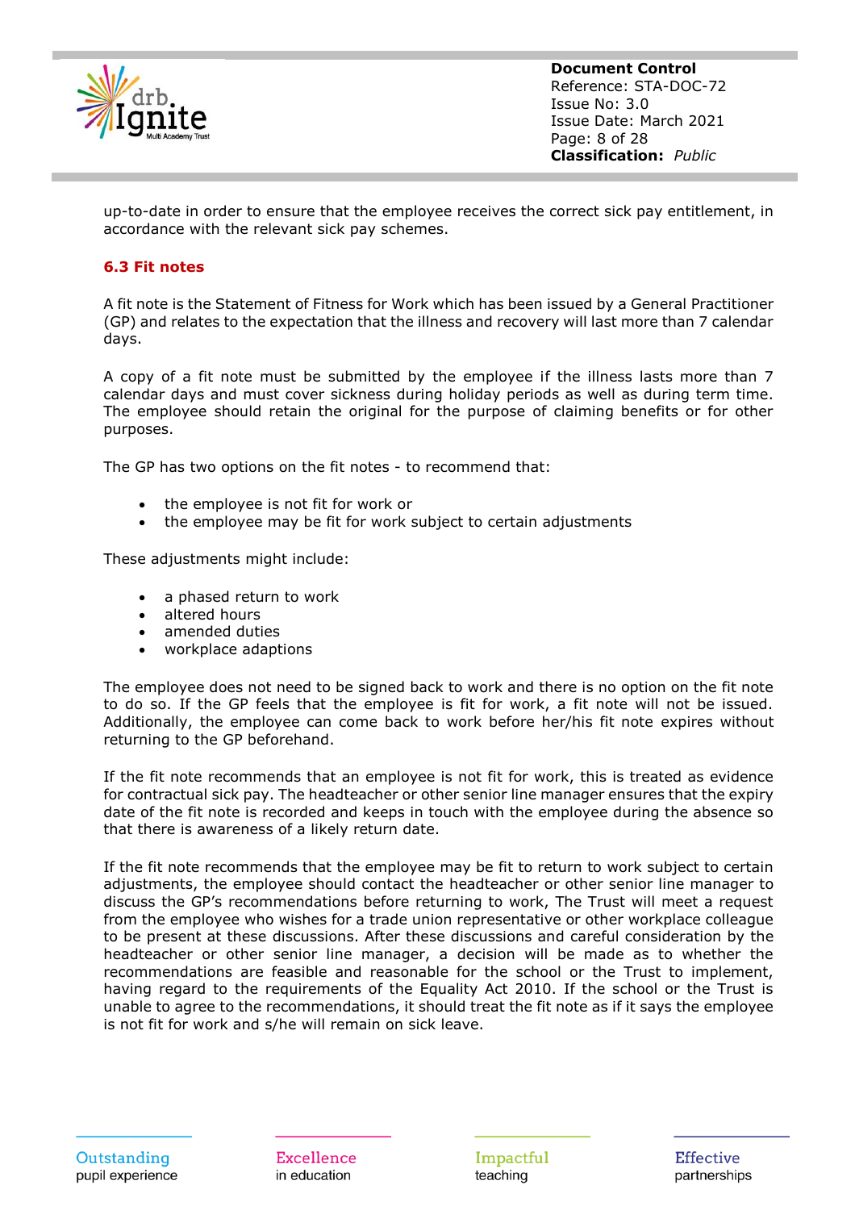up-to-date in order to ensure that the employee receives the correct sick pay entitlement, in accordance with the relevant sick pay schemes.

### 6.3 Fit notes

A fit note is the Statement of Fitness for Work which has been issued by a General Practitioner (GP) and relates to the expectation that the illness and recovery will last more than 7 calendar days.

A copy of a fit note must be submitted by the employee if the illness lasts more than 7 calendar days and must cover sickness during holiday periods as well as during term time. The employee should retain the original for the purpose of claiming benefits or for other purposes.

The GP has two options on the fit notes - to recommend that:

- the employee is not fit for work or
- the employee may be fit for work subject to certain adjustments

These adjustments might include:

- a phased return to work
- altered hours
- amended duties
- workplace adaptions

The employee does not need to be signed back to work and there is no option on the fit note to do so. If the GP feels that the employee is fit for work, a fit note will not be issued. Additionally, the employee can come back to work before her/his fit note expires without returning to the GP beforehand.

If the fit note recommends that an employee is not fit for work, this is treated as evidence for contractual sick pay. The headteacher or other senior line manager ensures that the expiry date of the fit note is recorded and keeps in touch with the employee during the absence so that there is awareness of a likely return date.

If the fit note recommends that the employee may be fit to return to work subject to certain adjustments, the employee should contact the headteacher or other senior line manager to discuss the GP's recommendations before returning to work, The Trust will meet a request from the employee who wishes for a trade union representative or other workplace colleague to be present at these discussions. After these discussions and careful consideration by the headteacher or other senior line manager, a decision will be made as to whether the recommendations are feasible and reasonable for the school or the Trust to implement, having regard to the requirements of the Equality Act 2010. If the school or the Trust is unable to agree to the recommendations, it should treat the fit note as if it says the employee is not fit for work and s/he will remain on sick leave.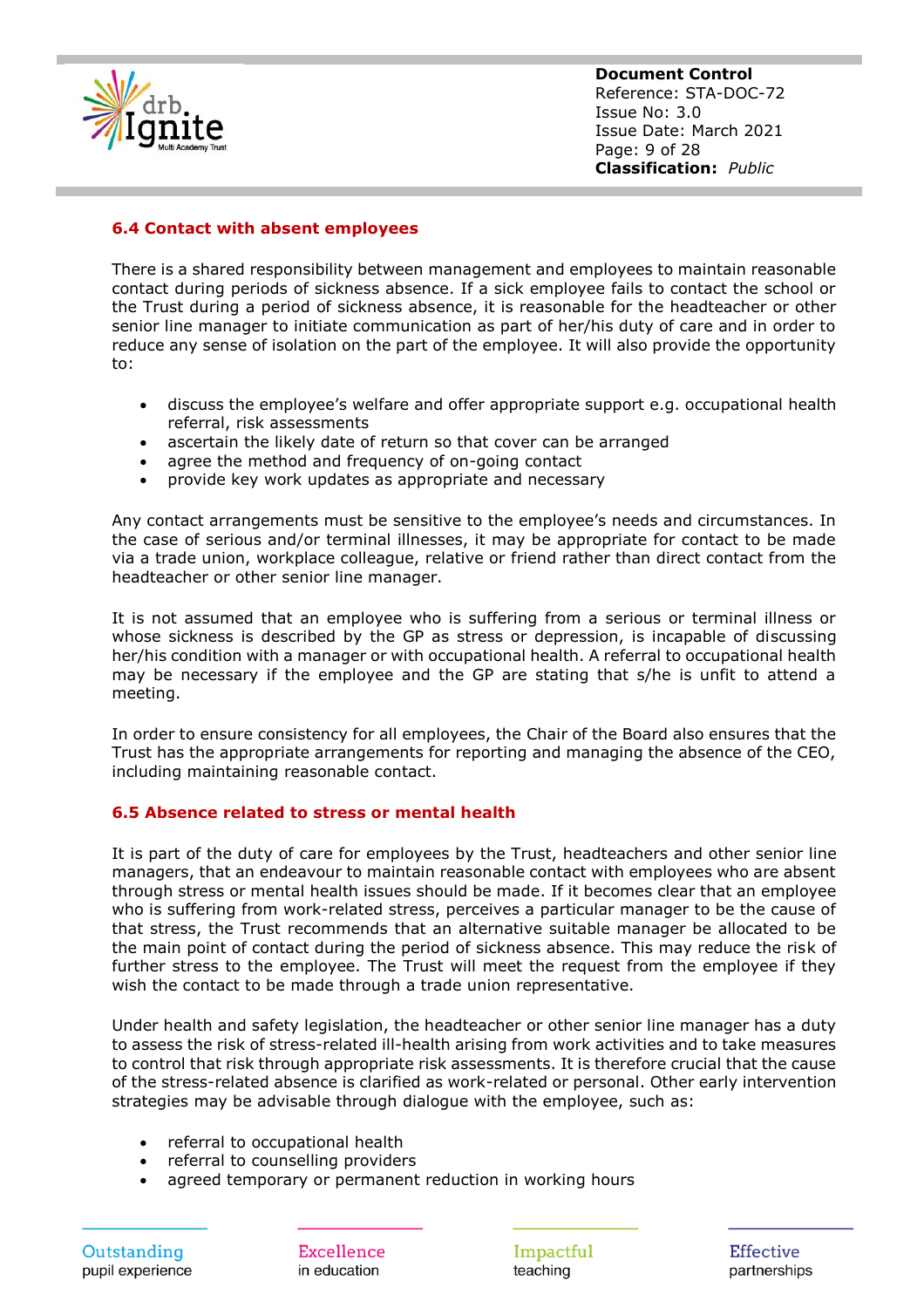### 6.4 Contact with absent employees

There is a shared responsibility between management and employees to maintain reasonable contact during periods of sickness absence. If a sick employee fails to contact the school or the Trust during a period of sickness absence, it is reasonable for the headteacher or other senior line manager to initiate communication as part of her/his duty of care and in order to reduce any sense of isolation on the part of the employee. It will also provide the opportunity to:

- discuss the employee's welfare and offer appropriate support e.g. occupational health referral, risk assessments
- ascertain the likely date of return so that cover can be arranged
- agree the method and frequency of on-going contact
- provide key work updates as appropriate and necessary

Any contact arrangements must be sensitive to the employee's needs and circumstances. In the case of serious and/or terminal illnesses, it may be appropriate for contact to be made via a trade union, workplace colleague, relative or friend rather than direct contact from the headteacher or other senior line manager.

It is not assumed that an employee who is suffering from a serious or terminal illness or whose sickness is described by the GP as stress or depression, is incapable of discussing her/his condition with a manager or with occupational health. A referral to occupational health may be necessary if the employee and the GP are stating that s/he is unfit to attend a meeting.

In order to ensure consistency for all employees, the Chair of the Board also ensures that the Trust has the appropriate arrangements for reporting and managing the absence of the CEO, including maintaining reasonable contact.

### 6.5 Absence related to stress or mental health

It is part of the duty of care for employees by the Trust, headteachers and other senior line managers, that an endeavour to maintain reasonable contact with employees who are absent through stress or mental health issues should be made. If it becomes clear that an employee who is suffering from work-related stress, perceives a particular manager to be the cause of that stress, the Trust recommends that an alternative suitable manager be allocated to be the main point of contact during the period of sickness absence. This may reduce the risk of further stress to the employee. The Trust will meet the request from the employee if they wish the contact to be made through a trade union representative.

Under health and safety legislation, the headteacher or other senior line manager has a duty to assess the risk of stress-related ill-health arising from work activities and to take measures to control that risk through appropriate risk assessments. It is therefore crucial that the cause of the stress-related absence is clarified as work-related or personal. Other early intervention strategies may be advisable through dialogue with the employee, such as:

- referral to occupational health
- referral to counselling providers
- agreed temporary or permanent reduction in working hours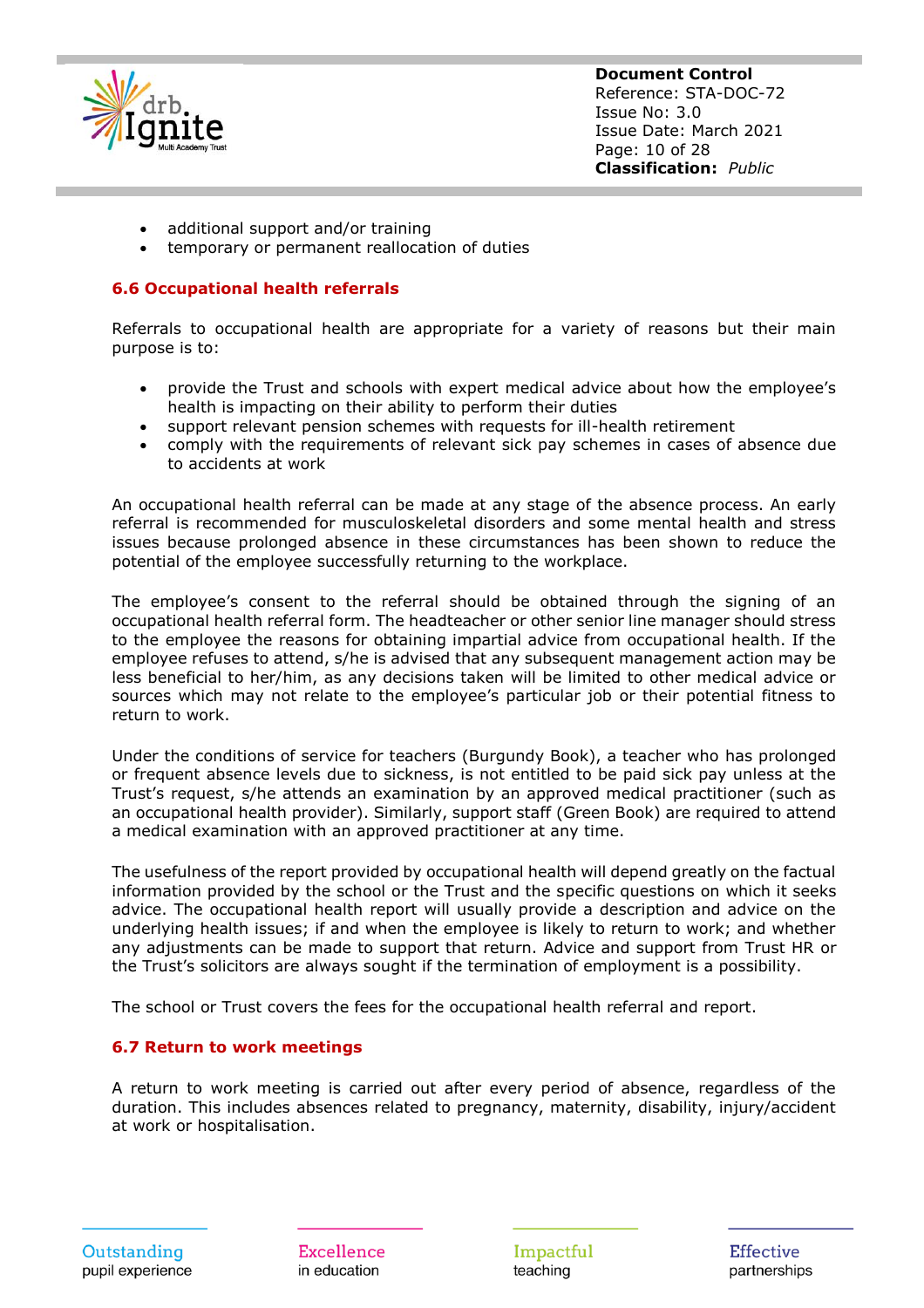- additional support and/or training
- temporary or permanent reallocation of duties

### 6.6 Occupational health referrals

Referrals to occupational health are appropriate for a variety of reasons but their main purpose is to:

- provide the Trust and schools with expert medical advice about how the employee's health is impacting on their ability to perform their duties
- support relevant pension schemes with requests for ill-health retirement
- comply with the requirements of relevant sick pay schemes in cases of absence due to accidents at work

An occupational health referral can be made at any stage of the absence process. An early referral is recommended for musculoskeletal disorders and some mental health and stress issues because prolonged absence in these circumstances has been shown to reduce the potential of the employee successfully returning to the workplace.

The employee's consent to the referral should be obtained through the signing of an occupational health referral form. The headteacher or other senior line manager should stress to the employee the reasons for obtaining impartial advice from occupational health. If the employee refuses to attend, s/he is advised that any subsequent management action may be less beneficial to her/him, as any decisions taken will be limited to other medical advice or sources which may not relate to the employee's particular job or their potential fitness to return to work.

Under the conditions of service for teachers (Burgundy Book), a teacher who has prolonged or frequent absence levels due to sickness, is not entitled to be paid sick pay unless at the Trust's request, s/he attends an examination by an approved medical practitioner (such as an occupational health provider). Similarly, support staff (Green Book) are required to attend a medical examination with an approved practitioner at any time.

The usefulness of the report provided by occupational health will depend greatly on the factual information provided by the school or the Trust and the specific questions on which it seeks advice. The occupational health report will usually provide a description and advice on the underlying health issues; if and when the employee is likely to return to work; and whether any adjustments can be made to support that return. Advice and support from Trust HR or the Trust's solicitors are always sought if the termination of employment is a possibility.

The school or Trust covers the fees for the occupational health referral and report.

### 6.7 Return to work meetings

A return to work meeting is carried out after every period of absence, regardless of the duration. This includes absences related to pregnancy, maternity, disability, injury/accident at work or hospitalisation.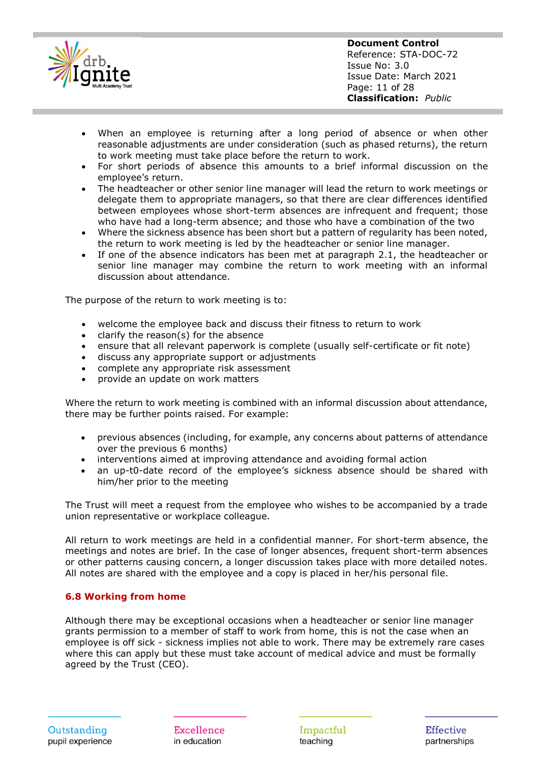- When an employee is returning after a long period of absence or when other reasonable adjustments are under consideration (such as phased returns), the return to work meeting must take place before the return to work.
- For short periods of absence this amounts to a brief informal discussion on the employee's return.
- The headteacher or other senior line manager will lead the return to work meetings or delegate them to appropriate managers, so that there are clear differences identified between employees whose short-term absences are infrequent and frequent; those who have had a long-term absence; and those who have a combination of the two
- Where the sickness absence has been short but a pattern of regularity has been noted, the return to work meeting is led by the headteacher or senior line manager.
- If one of the absence indicators has been met at paragraph 2.1, the headteacher or senior line manager may combine the return to work meeting with an informal discussion about attendance.

The purpose of the return to work meeting is to:

- welcome the employee back and discuss their fitness to return to work
- clarify the reason(s) for the absence
- ensure that all relevant paperwork is complete (usually self-certificate or fit note)
- discuss any appropriate support or adjustments
- complete any appropriate risk assessment
- provide an update on work matters

Where the return to work meeting is combined with an informal discussion about attendance, there may be further points raised. For example:

- previous absences (including, for example, any concerns about patterns of attendance over the previous 6 months)
- interventions aimed at improving attendance and avoiding formal action
- an up-t0-date record of the employee's sickness absence should be shared with him/her prior to the meeting

The Trust will meet a request from the employee who wishes to be accompanied by a trade union representative or workplace colleague.

All return to work meetings are held in a confidential manner. For short-term absence, the meetings and notes are brief. In the case of longer absences, frequent short-term absences or other patterns causing concern, a longer discussion takes place with more detailed notes. All notes are shared with the employee and a copy is placed in her/his personal file.

### 6.8 Working from home

Although there may be exceptional occasions when a headteacher or senior line manager grants permission to a member of staff to work from home, this is not the case when an employee is off sick - sickness implies not able to work. There may be extremely rare cases where this can apply but these must take account of medical advice and must be formally agreed by the Trust (CEO).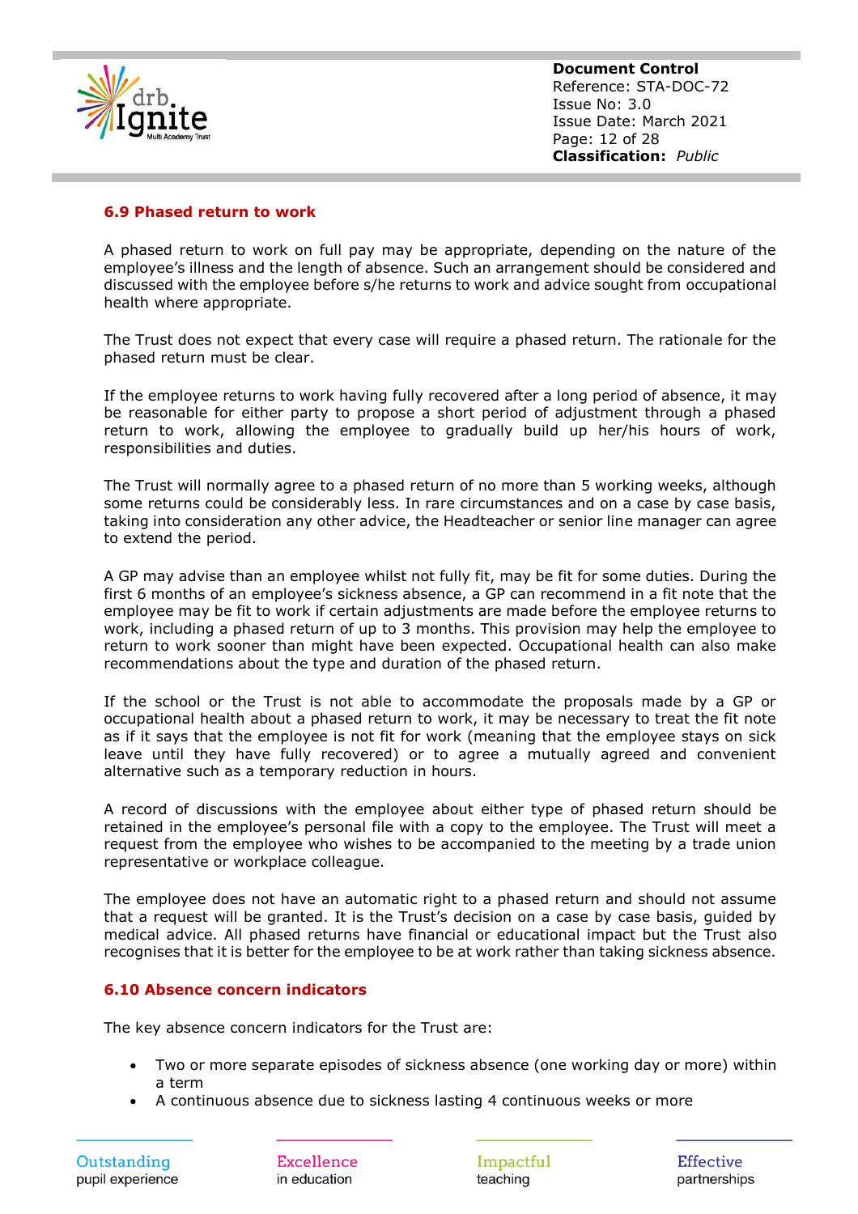### 6.9 Phased return to work

A phased return to work on full pay may be appropriate, depending on the nature of the employee's illness and the length of absence. Such an arrangement should be considered and discussed with the employee before s/he returns to work and advice sought from occupational health where appropriate.

The Trust does not expect that every case will require a phased return. The rationale for the phased return must be clear.

If the employee returns to work having fully recovered after a long period of absence, it may be reasonable for either party to propose a short period of adjustment through a phased return to work, allowing the employee to gradually build up her/his hours of work, responsibilities and duties.

The Trust will normally agree to a phased return of no more than 5 working weeks, although some returns could be considerably less. In rare circumstances and on a case by case basis, taking into consideration any other advice, the Headteacher or senior line manager can agree to extend the period.

A GP may advise than an employee whilst not fully fit, may be fit for some duties. During the first 6 months of an employee's sickness absence, a GP can recommend in a fit note that the employee may be fit to work if certain adjustments are made before the employee returns to work, including a phased return of up to 3 months. This provision may help the employee to return to work sooner than might have been expected. Occupational health can also make recommendations about the type and duration of the phased return.

If the school or the Trust is not able to accommodate the proposals made by a GP or occupational health about a phased return to work, it may be necessary to treat the fit note as if it says that the employee is not fit for work (meaning that the employee stays on sick leave until they have fully recovered) or to agree a mutually agreed and convenient alternative such as a temporary reduction in hours.

A record of discussions with the employee about either type of phased return should be retained in the employee's personal file with a copy to the employee. The Trust will meet a request from the employee who wishes to be accompanied to the meeting by a trade union representative or workplace colleague.

The employee does not have an automatic right to a phased return and should not assume that a request will be granted. It is the Trust's decision on a case by case basis, guided by medical advice. All phased returns have financial or educational impact but the Trust also recognises that it is better for the employee to be at work rather than taking sickness absence.

### 6.10 Absence concern indicators

The key absence concern indicators for the Trust are:

- Two or more separate episodes of sickness absence (one working day or more) within a term
- A continuous absence due to sickness lasting 4 continuous weeks or more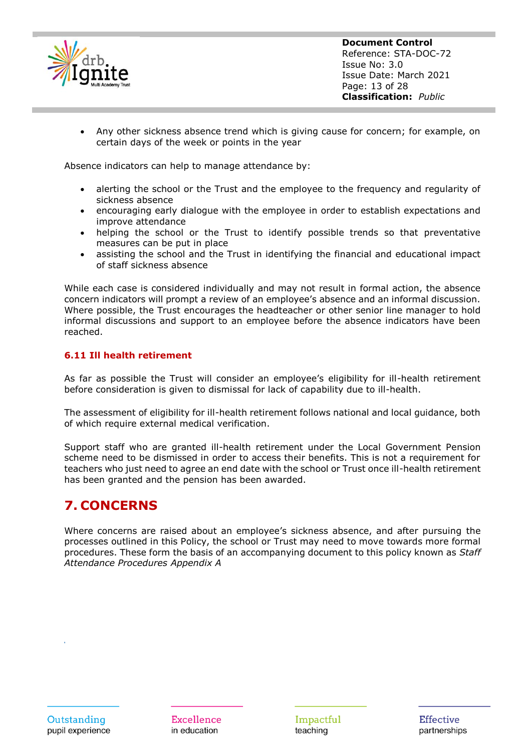- Any other sickness absence trend which is giving cause for concern; for example, on certain days of the week or points in the year

Absence indicators can help to manage attendance by:

- alerting the school or the Trust and the employee to the frequency and regularity of sickness absence
- encouraging early dialogue with the employee in order to establish expectations and improve attendance
- helping the school or the Trust to identify possible trends so that preventative measures can be put in place
- assisting the school and the Trust in identifying the financial and educational impact of staff sickness absence

While each case is considered individually and may not result in formal action, the absence concern indicators will prompt a review of an employee's absence and an informal discussion. Where possible, the Trust encourages the headteacher or other senior line manager to hold informal discussions and support to an employee before the absence indicators have been reached.

### 6.11 Ill health retirement

As far as possible the Trust will consider an employee's eligibility for ill-health retirement before consideration is given to dismissal for lack of capability due to ill-health.

The assessment of eligibility for ill-health retirement follows national and local guidance, both of which require external medical verification.

Support staff who are granted ill-health retirement under the Local Government Pension scheme need to be dismissed in order to access their benefits. This is not a requirement for teachers who just need to agree an end date with the school or Trust once ill-health retirement has been granted and the pension has been awarded.

## 7. CONCERNS

Where concerns are raised about an employee's sickness absence, and after pursuing the processes outlined in this Policy, the school or Trust may need to move towards more formal procedures. These form the basis of an accompanying document to this policy known as *Staff Attendance Procedures Appendix A*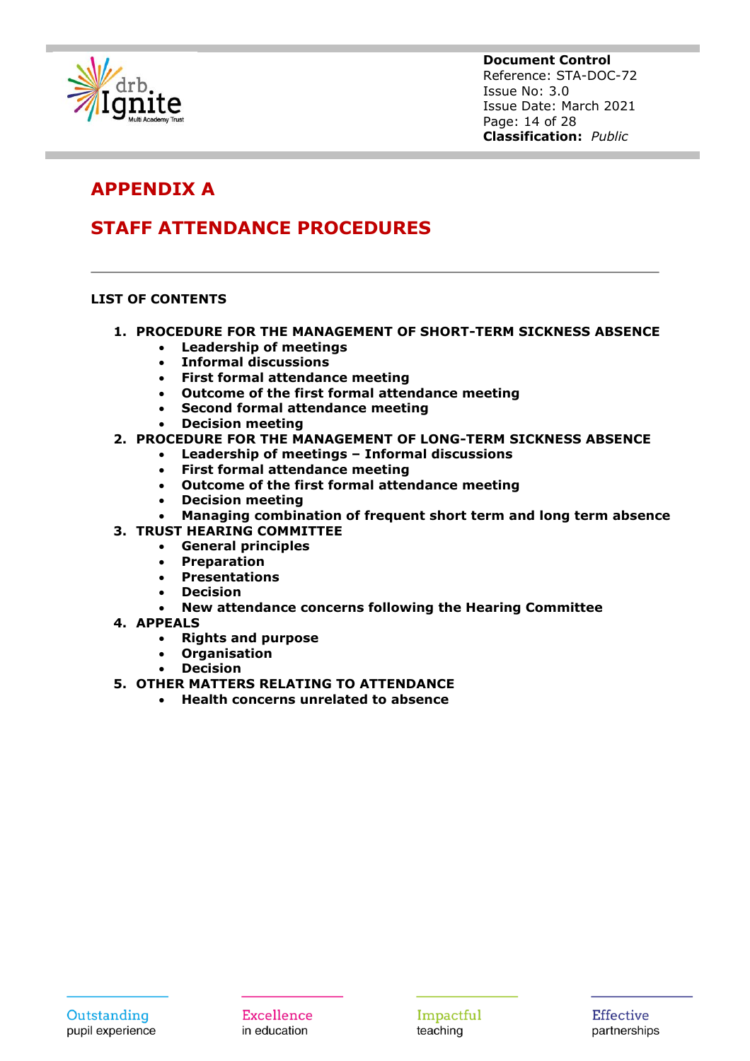# APPENDIX A

# STAFF ATTENDANCE PROCEDURES

---

**LIST OF CONTENTS**

1. **PROCEDURE FOR THE MANAGEMENT OF SHORT-TERM SICKNESS ABSENCE**
   - **Leadership of meetings**
   - **Informal discussions**
   - **First formal attendance meeting**
   - **Outcome of the first formal attendance meeting**
   - **Second formal attendance meeting**
   - **Decision meeting**
2. **PROCEDURE FOR THE MANAGEMENT OF LONG-TERM SICKNESS ABSENCE**
   - **Leadership of meetings – Informal discussions**
   - **First formal attendance meeting**
   - **Outcome of the first formal attendance meeting**
   - **Decision meeting**
   - **Managing combination of frequent short term and long term absence**
3. **TRUST HEARING COMMITTEE**
   - **General principles**
   - **Preparation**
   - **Presentations**
   - **Decision**
   - **New attendance concerns following the Hearing Committee**
4. **APPEALS**
   - **Rights and purpose**
   - **Organisation**
   - **Decision**
5. **OTHER MATTERS RELATING TO ATTENDANCE**
   - **Health concerns unrelated to absence**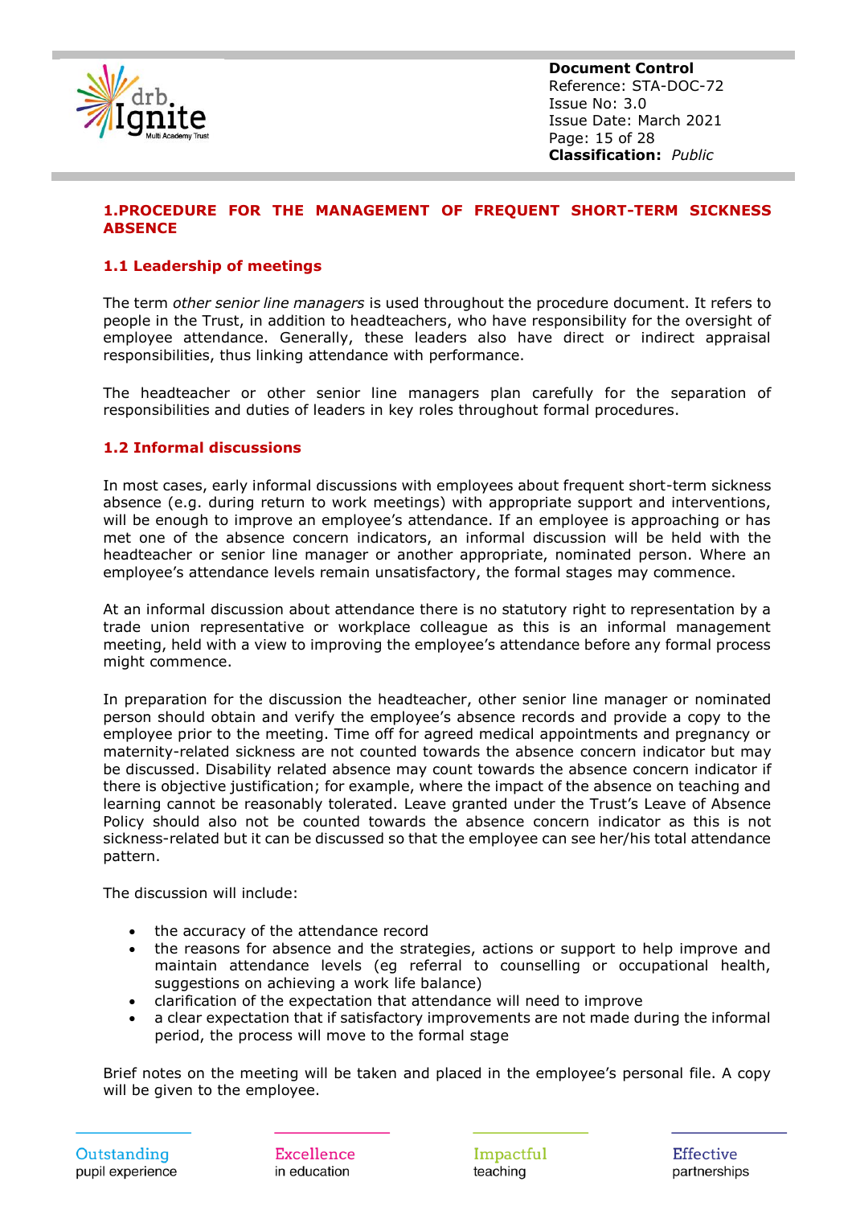## 1.PROCEDURE FOR THE MANAGEMENT OF FREQUENT SHORT-TERM SICKNESS ABSENCE

### 1.1 Leadership of meetings

The term *other senior line managers* is used throughout the procedure document. It refers to people in the Trust, in addition to headteachers, who have responsibility for the oversight of employee attendance. Generally, these leaders also have direct or indirect appraisal responsibilities, thus linking attendance with performance.

The headteacher or other senior line managers plan carefully for the separation of responsibilities and duties of leaders in key roles throughout formal procedures.

### 1.2 Informal discussions

In most cases, early informal discussions with employees about frequent short-term sickness absence (e.g. during return to work meetings) with appropriate support and interventions, will be enough to improve an employee's attendance. If an employee is approaching or has met one of the absence concern indicators, an informal discussion will be held with the headteacher or senior line manager or another appropriate, nominated person. Where an employee's attendance levels remain unsatisfactory, the formal stages may commence.

At an informal discussion about attendance there is no statutory right to representation by a trade union representative or workplace colleague as this is an informal management meeting, held with a view to improving the employee's attendance before any formal process might commence.

In preparation for the discussion the headteacher, other senior line manager or nominated person should obtain and verify the employee's absence records and provide a copy to the employee prior to the meeting. Time off for agreed medical appointments and pregnancy or maternity-related sickness are not counted towards the absence concern indicator but may be discussed. Disability related absence may count towards the absence concern indicator if there is objective justification; for example, where the impact of the absence on teaching and learning cannot be reasonably tolerated. Leave granted under the Trust's Leave of Absence Policy should also not be counted towards the absence concern indicator as this is not sickness-related but it can be discussed so that the employee can see her/his total attendance pattern.

The discussion will include:

- the accuracy of the attendance record
- the reasons for absence and the strategies, actions or support to help improve and maintain attendance levels (eg referral to counselling or occupational health, suggestions on achieving a work life balance)
- clarification of the expectation that attendance will need to improve
- a clear expectation that if satisfactory improvements are not made during the informal period, the process will move to the formal stage

Brief notes on the meeting will be taken and placed in the employee's personal file. A copy will be given to the employee.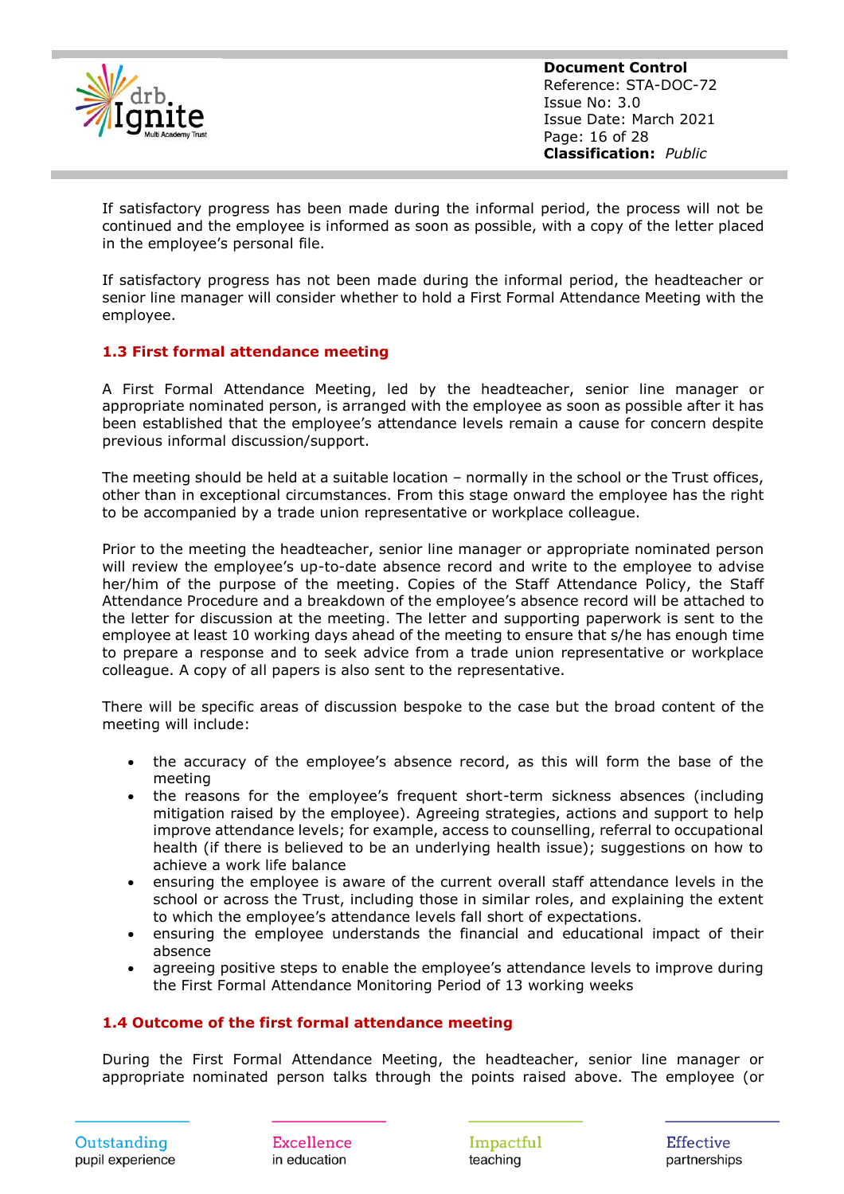If satisfactory progress has been made during the informal period, the process will not be continued and the employee is informed as soon as possible, with a copy of the letter placed in the employee's personal file.

If satisfactory progress has not been made during the informal period, the headteacher or senior line manager will consider whether to hold a First Formal Attendance Meeting with the employee.

### 1.3 First formal attendance meeting

A First Formal Attendance Meeting, led by the headteacher, senior line manager or appropriate nominated person, is arranged with the employee as soon as possible after it has been established that the employee's attendance levels remain a cause for concern despite previous informal discussion/support.

The meeting should be held at a suitable location – normally in the school or the Trust offices, other than in exceptional circumstances. From this stage onward the employee has the right to be accompanied by a trade union representative or workplace colleague.

Prior to the meeting the headteacher, senior line manager or appropriate nominated person will review the employee's up-to-date absence record and write to the employee to advise her/him of the purpose of the meeting. Copies of the Staff Attendance Policy, the Staff Attendance Procedure and a breakdown of the employee's absence record will be attached to the letter for discussion at the meeting. The letter and supporting paperwork is sent to the employee at least 10 working days ahead of the meeting to ensure that s/he has enough time to prepare a response and to seek advice from a trade union representative or workplace colleague. A copy of all papers is also sent to the representative.

There will be specific areas of discussion bespoke to the case but the broad content of the meeting will include:

- the accuracy of the employee's absence record, as this will form the base of the meeting
- the reasons for the employee's frequent short-term sickness absences (including mitigation raised by the employee). Agreeing strategies, actions and support to help improve attendance levels; for example, access to counselling, referral to occupational health (if there is believed to be an underlying health issue); suggestions on how to achieve a work life balance
- ensuring the employee is aware of the current overall staff attendance levels in the school or across the Trust, including those in similar roles, and explaining the extent to which the employee's attendance levels fall short of expectations.
- ensuring the employee understands the financial and educational impact of their absence
- agreeing positive steps to enable the employee's attendance levels to improve during the First Formal Attendance Monitoring Period of 13 working weeks

### 1.4 Outcome of the first formal attendance meeting

During the First Formal Attendance Meeting, the headteacher, senior line manager or appropriate nominated person talks through the points raised above. The employee (or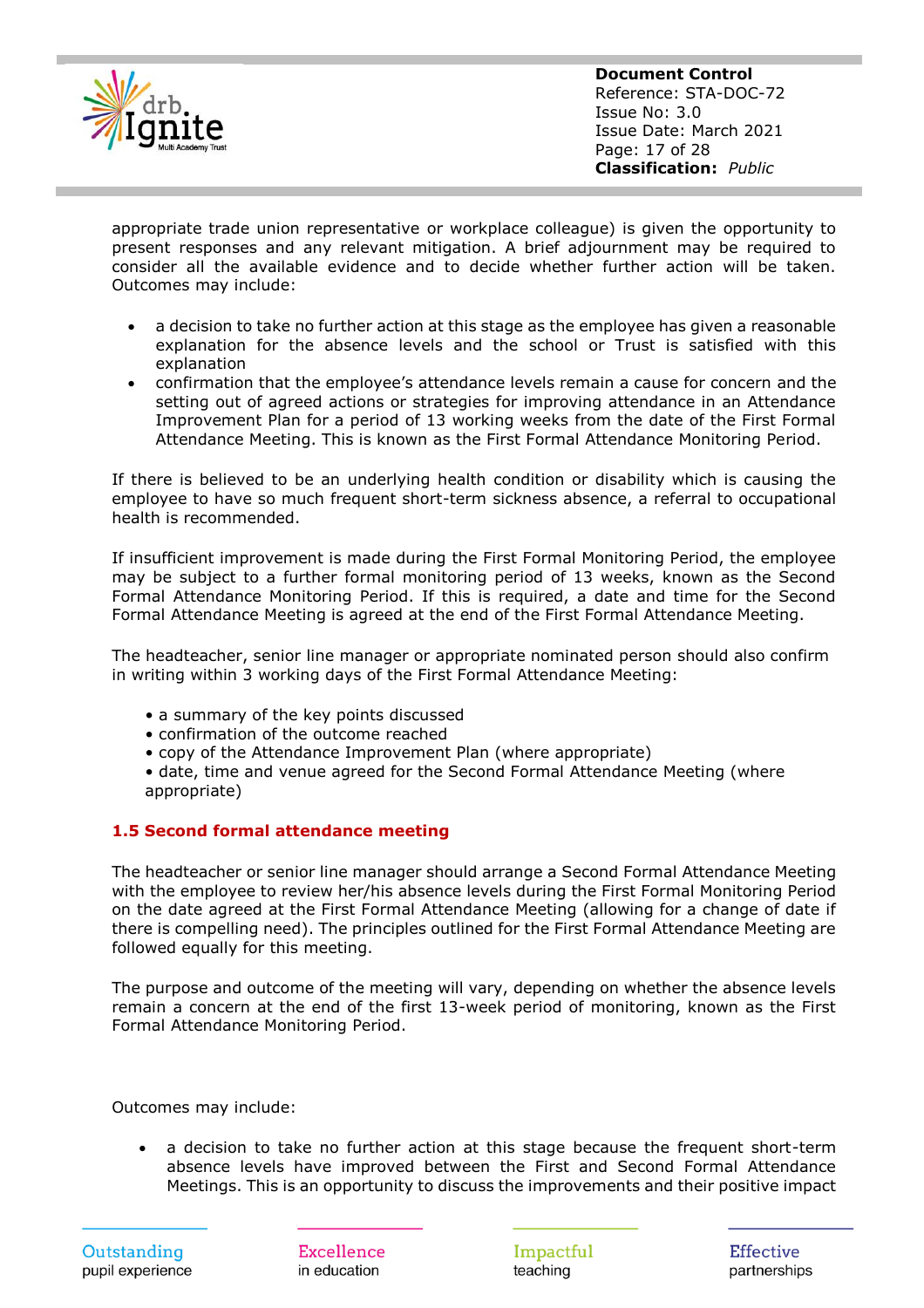appropriate trade union representative or workplace colleague) is given the opportunity to present responses and any relevant mitigation. A brief adjournment may be required to consider all the available evidence and to decide whether further action will be taken. Outcomes may include:

- a decision to take no further action at this stage as the employee has given a reasonable explanation for the absence levels and the school or Trust is satisfied with this explanation
- confirmation that the employee's attendance levels remain a cause for concern and the setting out of agreed actions or strategies for improving attendance in an Attendance Improvement Plan for a period of 13 working weeks from the date of the First Formal Attendance Meeting. This is known as the First Formal Attendance Monitoring Period.

If there is believed to be an underlying health condition or disability which is causing the employee to have so much frequent short-term sickness absence, a referral to occupational health is recommended.

If insufficient improvement is made during the First Formal Monitoring Period, the employee may be subject to a further formal monitoring period of 13 weeks, known as the Second Formal Attendance Monitoring Period. If this is required, a date and time for the Second Formal Attendance Meeting is agreed at the end of the First Formal Attendance Meeting.

The headteacher, senior line manager or appropriate nominated person should also confirm in writing within 3 working days of the First Formal Attendance Meeting:

- a summary of the key points discussed
- confirmation of the outcome reached
- copy of the Attendance Improvement Plan (where appropriate)
- date, time and venue agreed for the Second Formal Attendance Meeting (where appropriate)

### 1.5 Second formal attendance meeting

The headteacher or senior line manager should arrange a Second Formal Attendance Meeting with the employee to review her/his absence levels during the First Formal Monitoring Period on the date agreed at the First Formal Attendance Meeting (allowing for a change of date if there is compelling need). The principles outlined for the First Formal Attendance Meeting are followed equally for this meeting.

The purpose and outcome of the meeting will vary, depending on whether the absence levels remain a concern at the end of the first 13-week period of monitoring, known as the First Formal Attendance Monitoring Period.

Outcomes may include:

- a decision to take no further action at this stage because the frequent short-term absence levels have improved between the First and Second Formal Attendance Meetings. This is an opportunity to discuss the improvements and their positive impact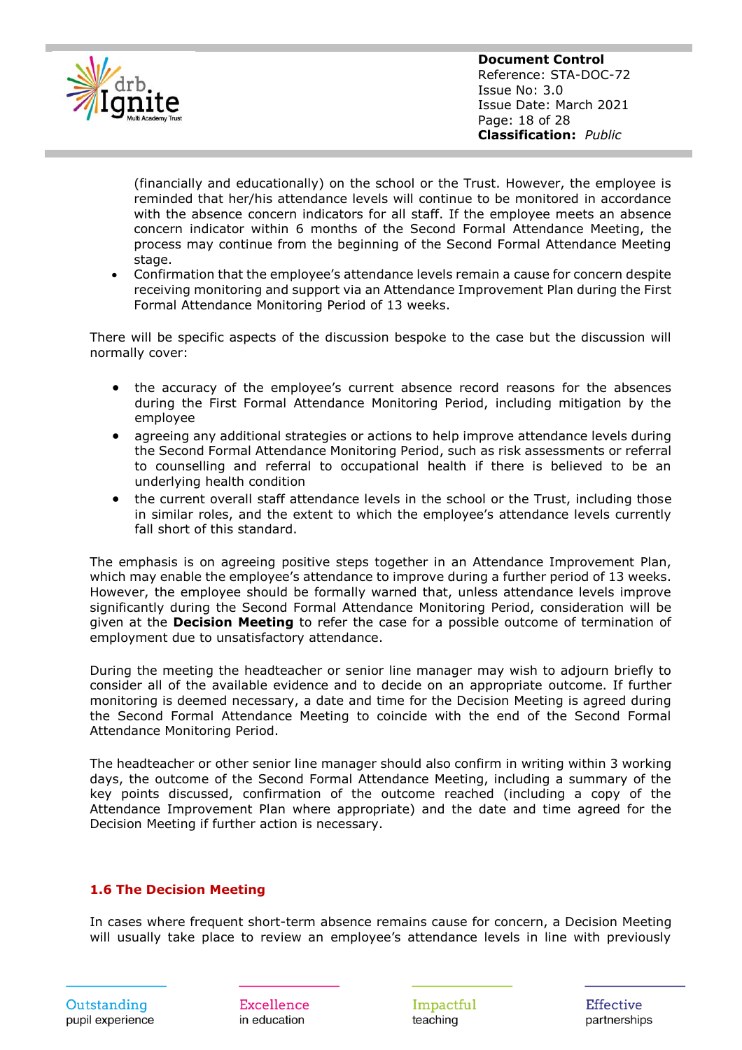(financially and educationally) on the school or the Trust. However, the employee is reminded that her/his attendance levels will continue to be monitored in accordance with the absence concern indicators for all staff. If the employee meets an absence concern indicator within 6 months of the Second Formal Attendance Meeting, the process may continue from the beginning of the Second Formal Attendance Meeting stage.
- Confirmation that the employee's attendance levels remain a cause for concern despite receiving monitoring and support via an Attendance Improvement Plan during the First Formal Attendance Monitoring Period of 13 weeks.

There will be specific aspects of the discussion bespoke to the case but the discussion will normally cover:

- the accuracy of the employee's current absence record reasons for the absences during the First Formal Attendance Monitoring Period, including mitigation by the employee
- agreeing any additional strategies or actions to help improve attendance levels during the Second Formal Attendance Monitoring Period, such as risk assessments or referral to counselling and referral to occupational health if there is believed to be an underlying health condition
- the current overall staff attendance levels in the school or the Trust, including those in similar roles, and the extent to which the employee's attendance levels currently fall short of this standard.

The emphasis is on agreeing positive steps together in an Attendance Improvement Plan, which may enable the employee's attendance to improve during a further period of 13 weeks. However, the employee should be formally warned that, unless attendance levels improve significantly during the Second Formal Attendance Monitoring Period, consideration will be given at the **Decision Meeting** to refer the case for a possible outcome of termination of employment due to unsatisfactory attendance.

During the meeting the headteacher or senior line manager may wish to adjourn briefly to consider all of the available evidence and to decide on an appropriate outcome. If further monitoring is deemed necessary, a date and time for the Decision Meeting is agreed during the Second Formal Attendance Meeting to coincide with the end of the Second Formal Attendance Monitoring Period.

The headteacher or other senior line manager should also confirm in writing within 3 working days, the outcome of the Second Formal Attendance Meeting, including a summary of the key points discussed, confirmation of the outcome reached (including a copy of the Attendance Improvement Plan where appropriate) and the date and time agreed for the Decision Meeting if further action is necessary.

### 1.6 The Decision Meeting

In cases where frequent short-term absence remains cause for concern, a Decision Meeting will usually take place to review an employee's attendance levels in line with previously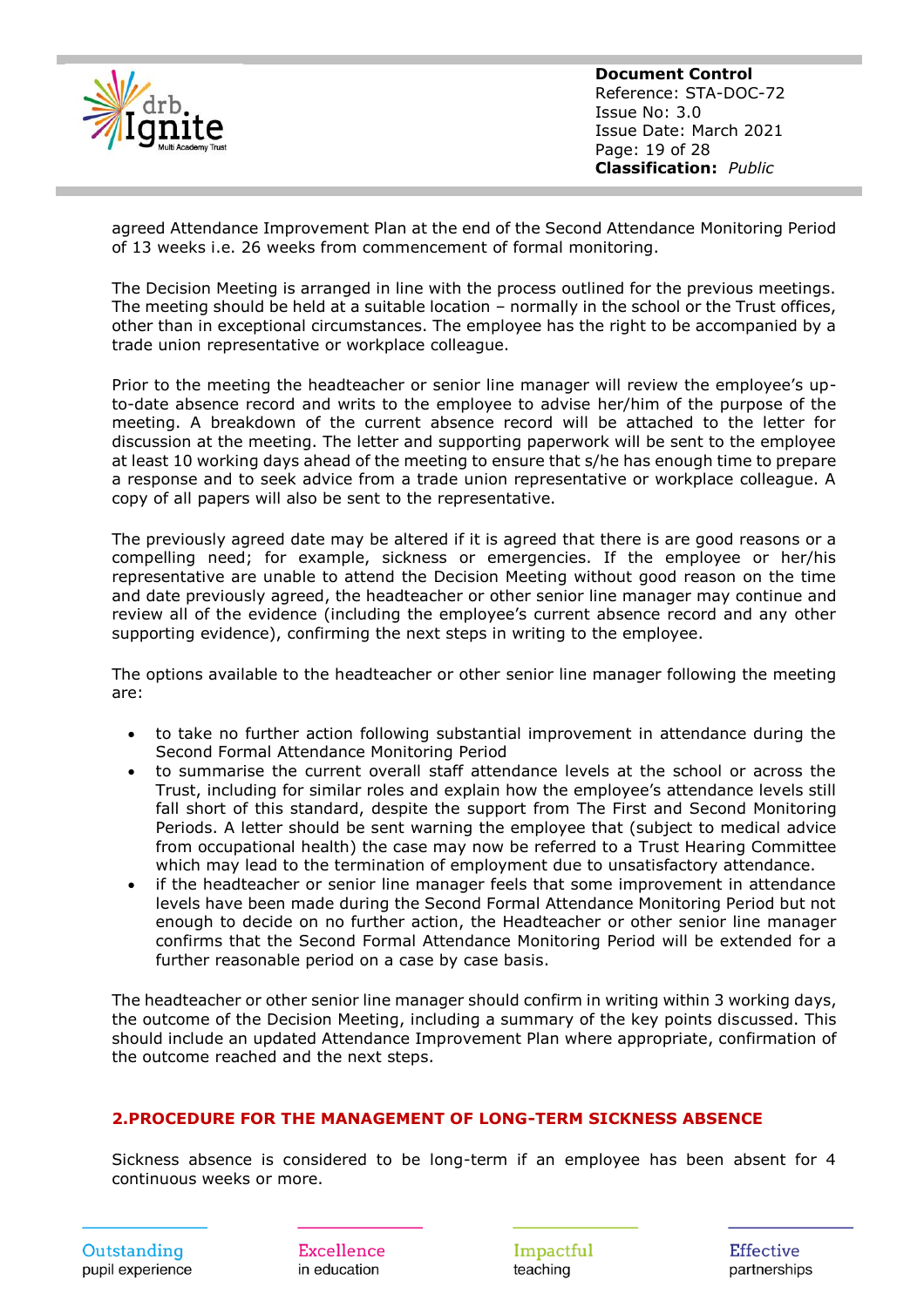agreed Attendance Improvement Plan at the end of the Second Attendance Monitoring Period of 13 weeks i.e. 26 weeks from commencement of formal monitoring.

The Decision Meeting is arranged in line with the process outlined for the previous meetings. The meeting should be held at a suitable location – normally in the school or the Trust offices, other than in exceptional circumstances. The employee has the right to be accompanied by a trade union representative or workplace colleague.

Prior to the meeting the headteacher or senior line manager will review the employee's up-to-date absence record and writs to the employee to advise her/him of the purpose of the meeting. A breakdown of the current absence record will be attached to the letter for discussion at the meeting. The letter and supporting paperwork will be sent to the employee at least 10 working days ahead of the meeting to ensure that s/he has enough time to prepare a response and to seek advice from a trade union representative or workplace colleague. A copy of all papers will also be sent to the representative.

The previously agreed date may be altered if it is agreed that there is are good reasons or a compelling need; for example, sickness or emergencies. If the employee or her/his representative are unable to attend the Decision Meeting without good reason on the time and date previously agreed, the headteacher or other senior line manager may continue and review all of the evidence (including the employee's current absence record and any other supporting evidence), confirming the next steps in writing to the employee.

The options available to the headteacher or other senior line manager following the meeting are:

- to take no further action following substantial improvement in attendance during the Second Formal Attendance Monitoring Period
- to summarise the current overall staff attendance levels at the school or across the Trust, including for similar roles and explain how the employee's attendance levels still fall short of this standard, despite the support from The First and Second Monitoring Periods. A letter should be sent warning the employee that (subject to medical advice from occupational health) the case may now be referred to a Trust Hearing Committee which may lead to the termination of employment due to unsatisfactory attendance.
- if the headteacher or senior line manager feels that some improvement in attendance levels have been made during the Second Formal Attendance Monitoring Period but not enough to decide on no further action, the Headteacher or other senior line manager confirms that the Second Formal Attendance Monitoring Period will be extended for a further reasonable period on a case by case basis.

The headteacher or other senior line manager should confirm in writing within 3 working days, the outcome of the Decision Meeting, including a summary of the key points discussed. This should include an updated Attendance Improvement Plan where appropriate, confirmation of the outcome reached and the next steps.

## 2.PROCEDURE FOR THE MANAGEMENT OF LONG-TERM SICKNESS ABSENCE

Sickness absence is considered to be long-term if an employee has been absent for 4 continuous weeks or more.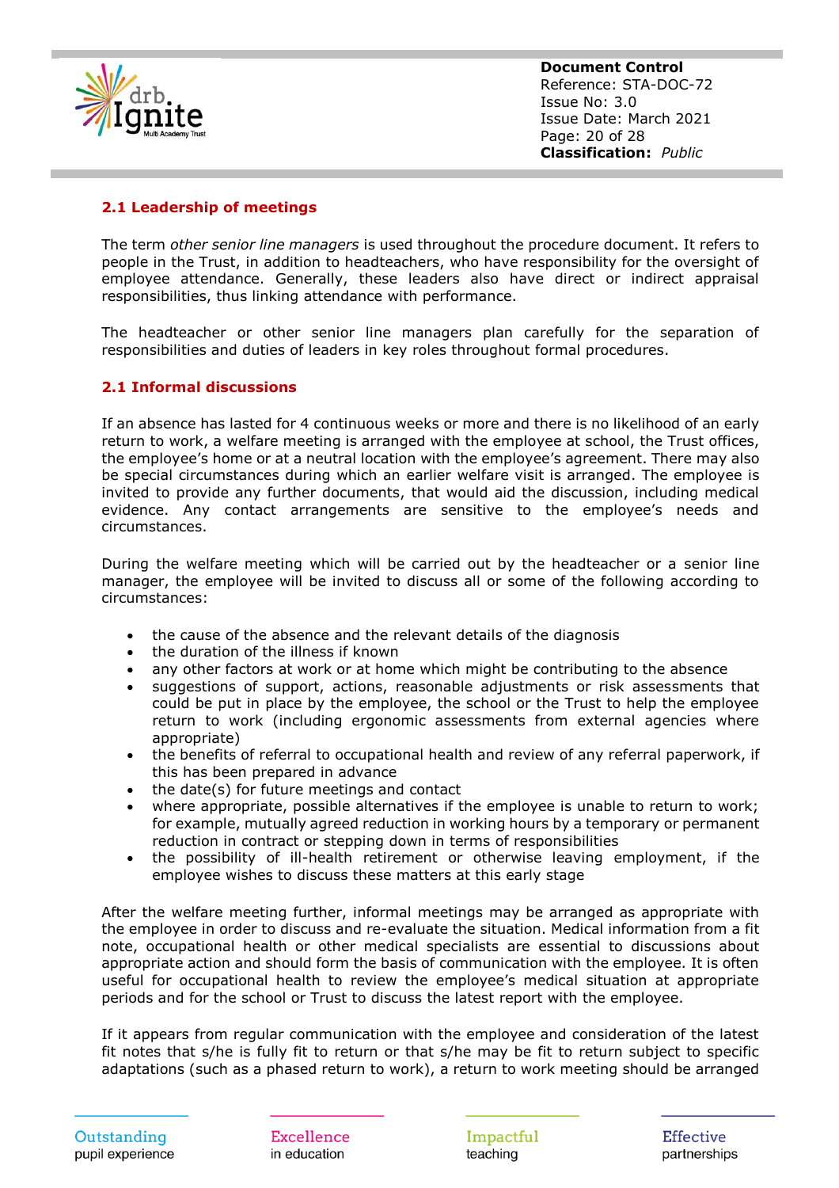## 2.1 Leadership of meetings

The term *other senior line managers* is used throughout the procedure document. It refers to people in the Trust, in addition to headteachers, who have responsibility for the oversight of employee attendance. Generally, these leaders also have direct or indirect appraisal responsibilities, thus linking attendance with performance.

The headteacher or other senior line managers plan carefully for the separation of responsibilities and duties of leaders in key roles throughout formal procedures.

## 2.1 Informal discussions

If an absence has lasted for 4 continuous weeks or more and there is no likelihood of an early return to work, a welfare meeting is arranged with the employee at school, the Trust offices, the employee's home or at a neutral location with the employee's agreement. There may also be special circumstances during which an earlier welfare visit is arranged. The employee is invited to provide any further documents, that would aid the discussion, including medical evidence. Any contact arrangements are sensitive to the employee's needs and circumstances.

During the welfare meeting which will be carried out by the headteacher or a senior line manager, the employee will be invited to discuss all or some of the following according to circumstances:

- the cause of the absence and the relevant details of the diagnosis
- the duration of the illness if known
- any other factors at work or at home which might be contributing to the absence
- suggestions of support, actions, reasonable adjustments or risk assessments that could be put in place by the employee, the school or the Trust to help the employee return to work (including ergonomic assessments from external agencies where appropriate)
- the benefits of referral to occupational health and review of any referral paperwork, if this has been prepared in advance
- the date(s) for future meetings and contact
- where appropriate, possible alternatives if the employee is unable to return to work; for example, mutually agreed reduction in working hours by a temporary or permanent reduction in contract or stepping down in terms of responsibilities
- the possibility of ill-health retirement or otherwise leaving employment, if the employee wishes to discuss these matters at this early stage

After the welfare meeting further, informal meetings may be arranged as appropriate with the employee in order to discuss and re-evaluate the situation. Medical information from a fit note, occupational health or other medical specialists are essential to discussions about appropriate action and should form the basis of communication with the employee. It is often useful for occupational health to review the employee's medical situation at appropriate periods and for the school or Trust to discuss the latest report with the employee.

If it appears from regular communication with the employee and consideration of the latest fit notes that s/he is fully fit to return or that s/he may be fit to return subject to specific adaptations (such as a phased return to work), a return to work meeting should be arranged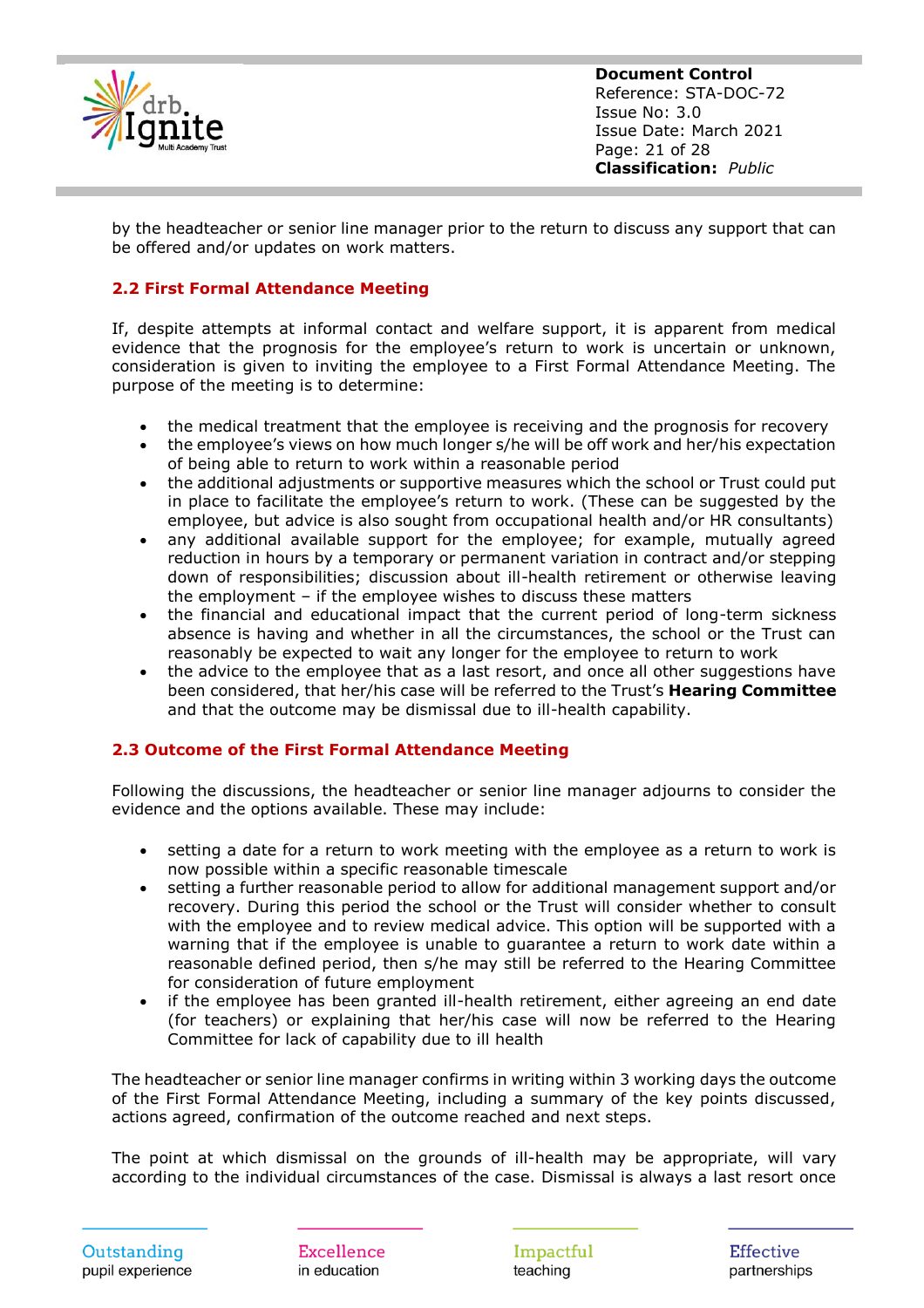by the headteacher or senior line manager prior to the return to discuss any support that can be offered and/or updates on work matters.

### 2.2 First Formal Attendance Meeting

If, despite attempts at informal contact and welfare support, it is apparent from medical evidence that the prognosis for the employee's return to work is uncertain or unknown, consideration is given to inviting the employee to a First Formal Attendance Meeting. The purpose of the meeting is to determine:

- the medical treatment that the employee is receiving and the prognosis for recovery
- the employee's views on how much longer s/he will be off work and her/his expectation of being able to return to work within a reasonable period
- the additional adjustments or supportive measures which the school or Trust could put in place to facilitate the employee's return to work. (These can be suggested by the employee, but advice is also sought from occupational health and/or HR consultants)
- any additional available support for the employee; for example, mutually agreed reduction in hours by a temporary or permanent variation in contract and/or stepping down of responsibilities; discussion about ill-health retirement or otherwise leaving the employment – if the employee wishes to discuss these matters
- the financial and educational impact that the current period of long-term sickness absence is having and whether in all the circumstances, the school or the Trust can reasonably be expected to wait any longer for the employee to return to work
- the advice to the employee that as a last resort, and once all other suggestions have been considered, that her/his case will be referred to the Trust's **Hearing Committee** and that the outcome may be dismissal due to ill-health capability.

### 2.3 Outcome of the First Formal Attendance Meeting

Following the discussions, the headteacher or senior line manager adjourns to consider the evidence and the options available. These may include:

- setting a date for a return to work meeting with the employee as a return to work is now possible within a specific reasonable timescale
- setting a further reasonable period to allow for additional management support and/or recovery. During this period the school or the Trust will consider whether to consult with the employee and to review medical advice. This option will be supported with a warning that if the employee is unable to guarantee a return to work date within a reasonable defined period, then s/he may still be referred to the Hearing Committee for consideration of future employment
- if the employee has been granted ill-health retirement, either agreeing an end date (for teachers) or explaining that her/his case will now be referred to the Hearing Committee for lack of capability due to ill health

The headteacher or senior line manager confirms in writing within 3 working days the outcome of the First Formal Attendance Meeting, including a summary of the key points discussed, actions agreed, confirmation of the outcome reached and next steps.

The point at which dismissal on the grounds of ill-health may be appropriate, will vary according to the individual circumstances of the case. Dismissal is always a last resort once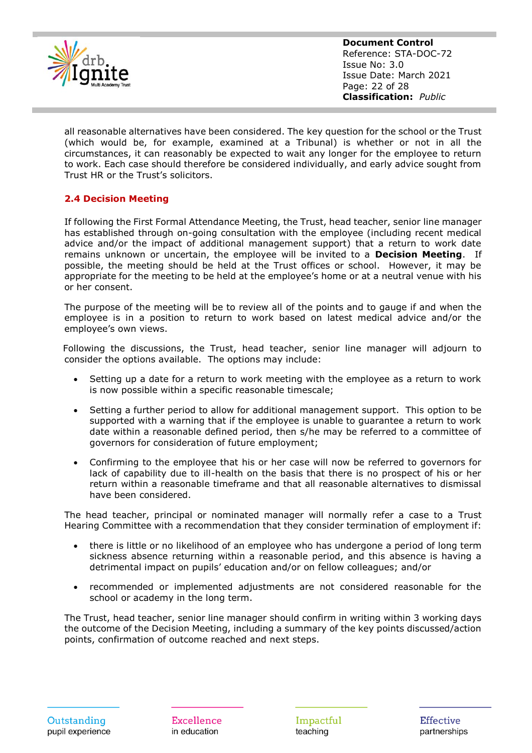all reasonable alternatives have been considered. The key question for the school or the Trust (which would be, for example, examined at a Tribunal) is whether or not in all the circumstances, it can reasonably be expected to wait any longer for the employee to return to work. Each case should therefore be considered individually, and early advice sought from Trust HR or the Trust's solicitors.

### 2.4 Decision Meeting

If following the First Formal Attendance Meeting, the Trust, head teacher, senior line manager has established through on-going consultation with the employee (including recent medical advice and/or the impact of additional management support) that a return to work date remains unknown or uncertain, the employee will be invited to a **Decision Meeting**. If possible, the meeting should be held at the Trust offices or school. However, it may be appropriate for the meeting to be held at the employee's home or at a neutral venue with his or her consent.

The purpose of the meeting will be to review all of the points and to gauge if and when the employee is in a position to return to work based on latest medical advice and/or the employee's own views.

Following the discussions, the Trust, head teacher, senior line manager will adjourn to consider the options available. The options may include:

- Setting up a date for a return to work meeting with the employee as a return to work is now possible within a specific reasonable timescale;
- Setting a further period to allow for additional management support. This option to be supported with a warning that if the employee is unable to guarantee a return to work date within a reasonable defined period, then s/he may be referred to a committee of governors for consideration of future employment;
- Confirming to the employee that his or her case will now be referred to governors for lack of capability due to ill-health on the basis that there is no prospect of his or her return within a reasonable timeframe and that all reasonable alternatives to dismissal have been considered.

The head teacher, principal or nominated manager will normally refer a case to a Trust Hearing Committee with a recommendation that they consider termination of employment if:

- there is little or no likelihood of an employee who has undergone a period of long term sickness absence returning within a reasonable period, and this absence is having a detrimental impact on pupils' education and/or on fellow colleagues; and/or
- recommended or implemented adjustments are not considered reasonable for the school or academy in the long term.

The Trust, head teacher, senior line manager should confirm in writing within 3 working days the outcome of the Decision Meeting, including a summary of the key points discussed/action points, confirmation of outcome reached and next steps.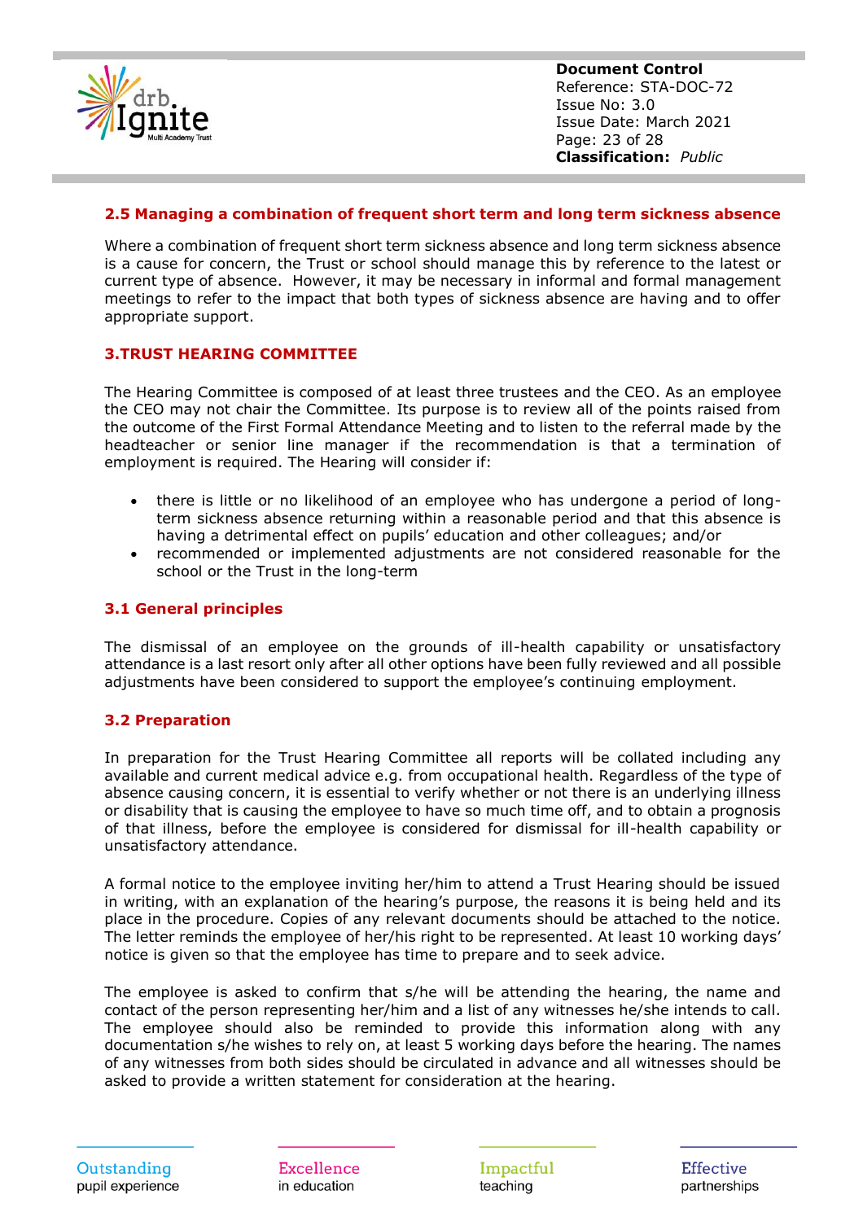### 2.5 Managing a combination of frequent short term and long term sickness absence

Where a combination of frequent short term sickness absence and long term sickness absence is a cause for concern, the Trust or school should manage this by reference to the latest or current type of absence. However, it may be necessary in informal and formal management meetings to refer to the impact that both types of sickness absence are having and to offer appropriate support.

## 3.TRUST HEARING COMMITTEE

The Hearing Committee is composed of at least three trustees and the CEO. As an employee the CEO may not chair the Committee. Its purpose is to review all of the points raised from the outcome of the First Formal Attendance Meeting and to listen to the referral made by the headteacher or senior line manager if the recommendation is that a termination of employment is required. The Hearing will consider if:

- there is little or no likelihood of an employee who has undergone a period of long-term sickness absence returning within a reasonable period and that this absence is having a detrimental effect on pupils' education and other colleagues; and/or
- recommended or implemented adjustments are not considered reasonable for the school or the Trust in the long-term

### 3.1 General principles

The dismissal of an employee on the grounds of ill-health capability or unsatisfactory attendance is a last resort only after all other options have been fully reviewed and all possible adjustments have been considered to support the employee's continuing employment.

### 3.2 Preparation

In preparation for the Trust Hearing Committee all reports will be collated including any available and current medical advice e.g. from occupational health. Regardless of the type of absence causing concern, it is essential to verify whether or not there is an underlying illness or disability that is causing the employee to have so much time off, and to obtain a prognosis of that illness, before the employee is considered for dismissal for ill-health capability or unsatisfactory attendance.

A formal notice to the employee inviting her/him to attend a Trust Hearing should be issued in writing, with an explanation of the hearing's purpose, the reasons it is being held and its place in the procedure. Copies of any relevant documents should be attached to the notice. The letter reminds the employee of her/his right to be represented. At least 10 working days' notice is given so that the employee has time to prepare and to seek advice.

The employee is asked to confirm that s/he will be attending the hearing, the name and contact of the person representing her/him and a list of any witnesses he/she intends to call. The employee should also be reminded to provide this information along with any documentation s/he wishes to rely on, at least 5 working days before the hearing. The names of any witnesses from both sides should be circulated in advance and all witnesses should be asked to provide a written statement for consideration at the hearing.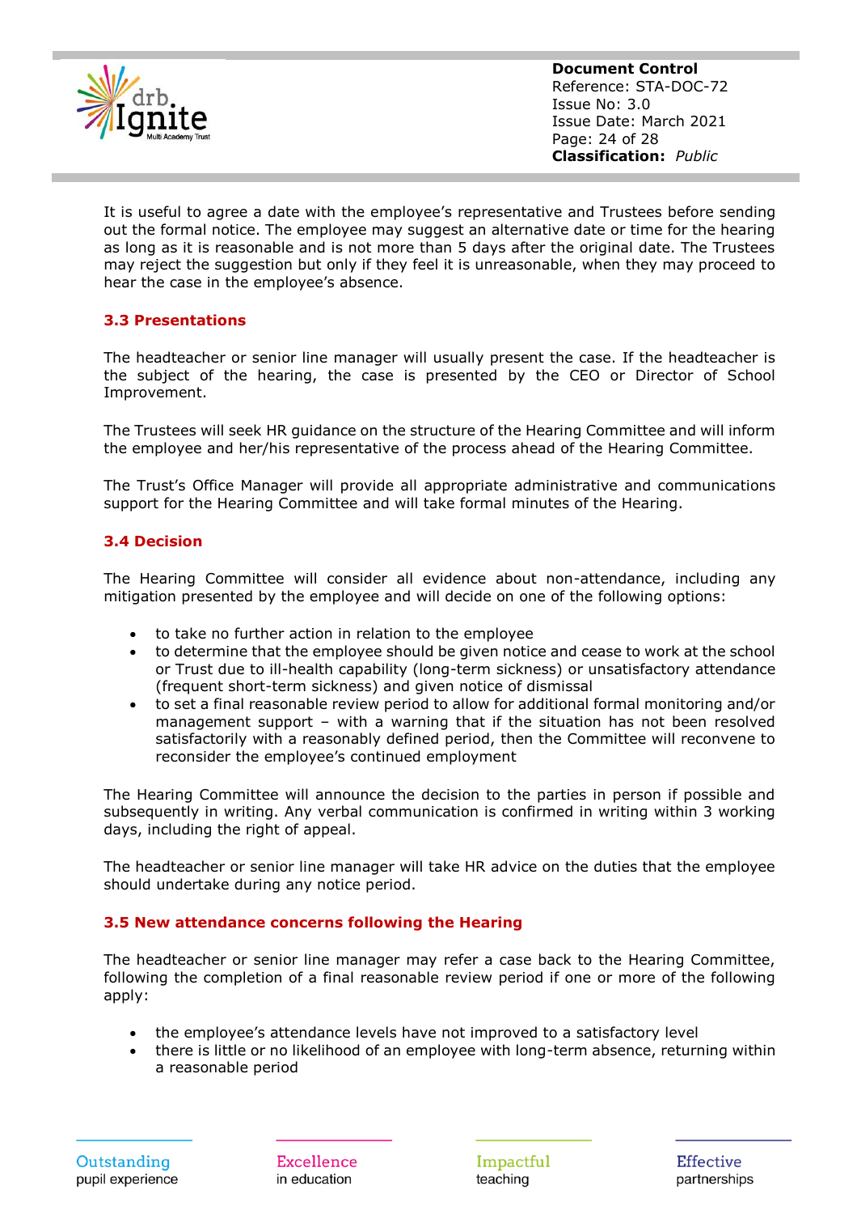It is useful to agree a date with the employee's representative and Trustees before sending out the formal notice. The employee may suggest an alternative date or time for the hearing as long as it is reasonable and is not more than 5 days after the original date. The Trustees may reject the suggestion but only if they feel it is unreasonable, when they may proceed to hear the case in the employee's absence.

### 3.3 Presentations

The headteacher or senior line manager will usually present the case. If the headteacher is the subject of the hearing, the case is presented by the CEO or Director of School Improvement.

The Trustees will seek HR guidance on the structure of the Hearing Committee and will inform the employee and her/his representative of the process ahead of the Hearing Committee.

The Trust's Office Manager will provide all appropriate administrative and communications support for the Hearing Committee and will take formal minutes of the Hearing.

### 3.4 Decision

The Hearing Committee will consider all evidence about non-attendance, including any mitigation presented by the employee and will decide on one of the following options:

- to take no further action in relation to the employee
- to determine that the employee should be given notice and cease to work at the school or Trust due to ill-health capability (long-term sickness) or unsatisfactory attendance (frequent short-term sickness) and given notice of dismissal
- to set a final reasonable review period to allow for additional formal monitoring and/or management support – with a warning that if the situation has not been resolved satisfactorily with a reasonably defined period, then the Committee will reconvene to reconsider the employee's continued employment

The Hearing Committee will announce the decision to the parties in person if possible and subsequently in writing. Any verbal communication is confirmed in writing within 3 working days, including the right of appeal.

The headteacher or senior line manager will take HR advice on the duties that the employee should undertake during any notice period.

### 3.5 New attendance concerns following the Hearing

The headteacher or senior line manager may refer a case back to the Hearing Committee, following the completion of a final reasonable review period if one or more of the following apply:

- the employee's attendance levels have not improved to a satisfactory level
- there is little or no likelihood of an employee with long-term absence, returning within a reasonable period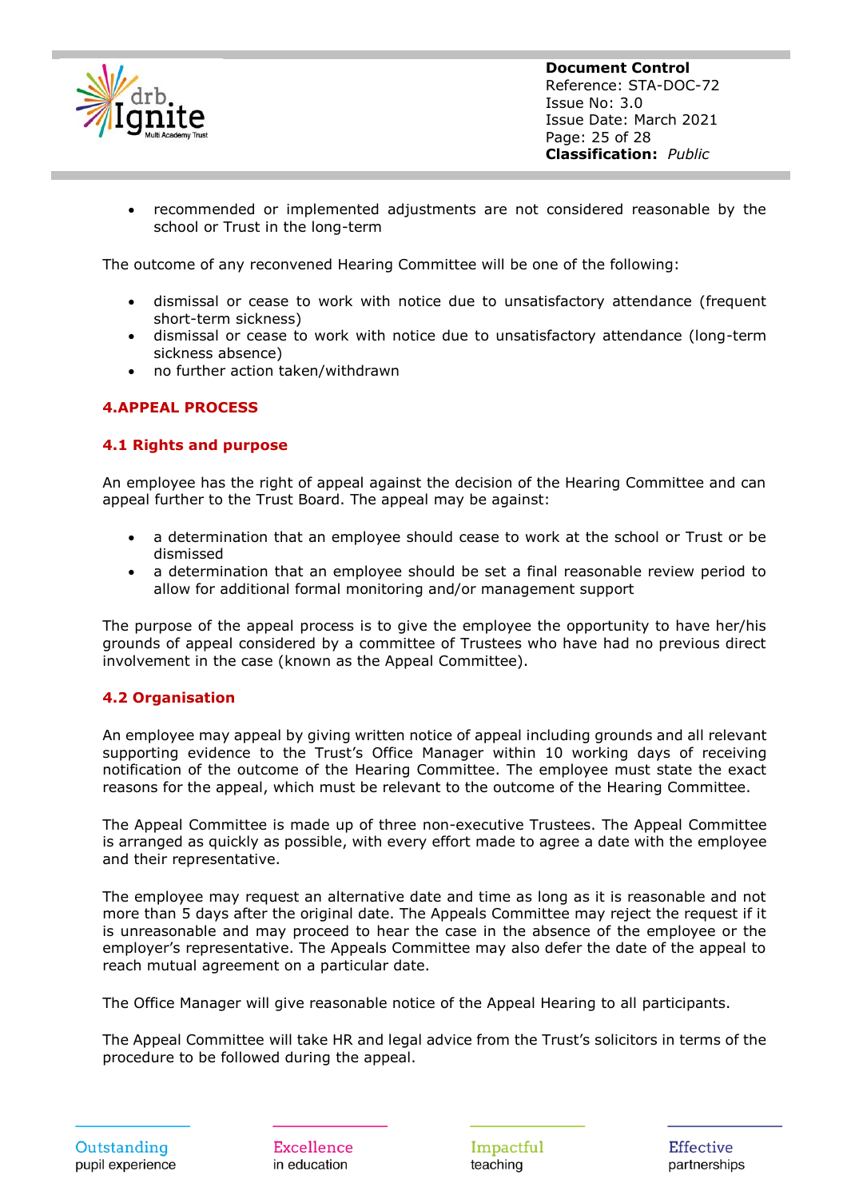- recommended or implemented adjustments are not considered reasonable by the school or Trust in the long-term

The outcome of any reconvened Hearing Committee will be one of the following:

- dismissal or cease to work with notice due to unsatisfactory attendance (frequent short-term sickness)
- dismissal or cease to work with notice due to unsatisfactory attendance (long-term sickness absence)
- no further action taken/withdrawn

## 4.APPEAL PROCESS

### 4.1 Rights and purpose

An employee has the right of appeal against the decision of the Hearing Committee and can appeal further to the Trust Board. The appeal may be against:

- a determination that an employee should cease to work at the school or Trust or be dismissed
- a determination that an employee should be set a final reasonable review period to allow for additional formal monitoring and/or management support

The purpose of the appeal process is to give the employee the opportunity to have her/his grounds of appeal considered by a committee of Trustees who have had no previous direct involvement in the case (known as the Appeal Committee).

### 4.2 Organisation

An employee may appeal by giving written notice of appeal including grounds and all relevant supporting evidence to the Trust's Office Manager within 10 working days of receiving notification of the outcome of the Hearing Committee. The employee must state the exact reasons for the appeal, which must be relevant to the outcome of the Hearing Committee.

The Appeal Committee is made up of three non-executive Trustees. The Appeal Committee is arranged as quickly as possible, with every effort made to agree a date with the employee and their representative.

The employee may request an alternative date and time as long as it is reasonable and not more than 5 days after the original date. The Appeals Committee may reject the request if it is unreasonable and may proceed to hear the case in the absence of the employee or the employer's representative. The Appeals Committee may also defer the date of the appeal to reach mutual agreement on a particular date.

The Office Manager will give reasonable notice of the Appeal Hearing to all participants.

The Appeal Committee will take HR and legal advice from the Trust's solicitors in terms of the procedure to be followed during the appeal.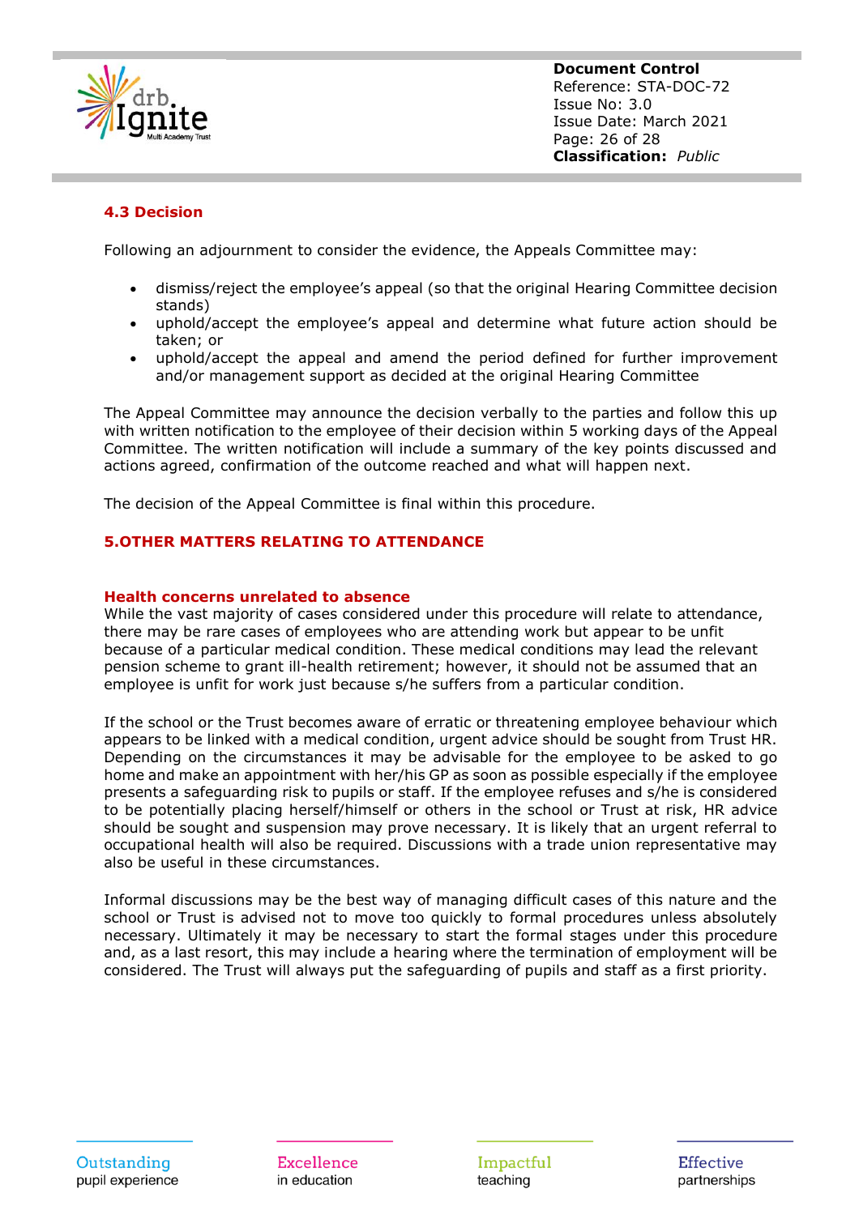### 4.3 Decision

Following an adjournment to consider the evidence, the Appeals Committee may:

- dismiss/reject the employee's appeal (so that the original Hearing Committee decision stands)
- uphold/accept the employee's appeal and determine what future action should be taken; or
- uphold/accept the appeal and amend the period defined for further improvement and/or management support as decided at the original Hearing Committee

The Appeal Committee may announce the decision verbally to the parties and follow this up with written notification to the employee of their decision within 5 working days of the Appeal Committee. The written notification will include a summary of the key points discussed and actions agreed, confirmation of the outcome reached and what will happen next.

The decision of the Appeal Committee is final within this procedure.

## 5.OTHER MATTERS RELATING TO ATTENDANCE

### Health concerns unrelated to absence

While the vast majority of cases considered under this procedure will relate to attendance, there may be rare cases of employees who are attending work but appear to be unfit because of a particular medical condition. These medical conditions may lead the relevant pension scheme to grant ill-health retirement; however, it should not be assumed that an employee is unfit for work just because s/he suffers from a particular condition.

If the school or the Trust becomes aware of erratic or threatening employee behaviour which appears to be linked with a medical condition, urgent advice should be sought from Trust HR. Depending on the circumstances it may be advisable for the employee to be asked to go home and make an appointment with her/his GP as soon as possible especially if the employee presents a safeguarding risk to pupils or staff. If the employee refuses and s/he is considered to be potentially placing herself/himself or others in the school or Trust at risk, HR advice should be sought and suspension may prove necessary. It is likely that an urgent referral to occupational health will also be required. Discussions with a trade union representative may also be useful in these circumstances.

Informal discussions may be the best way of managing difficult cases of this nature and the school or Trust is advised not to move too quickly to formal procedures unless absolutely necessary. Ultimately it may be necessary to start the formal stages under this procedure and, as a last resort, this may include a hearing where the termination of employment will be considered. The Trust will always put the safeguarding of pupils and staff as a first priority.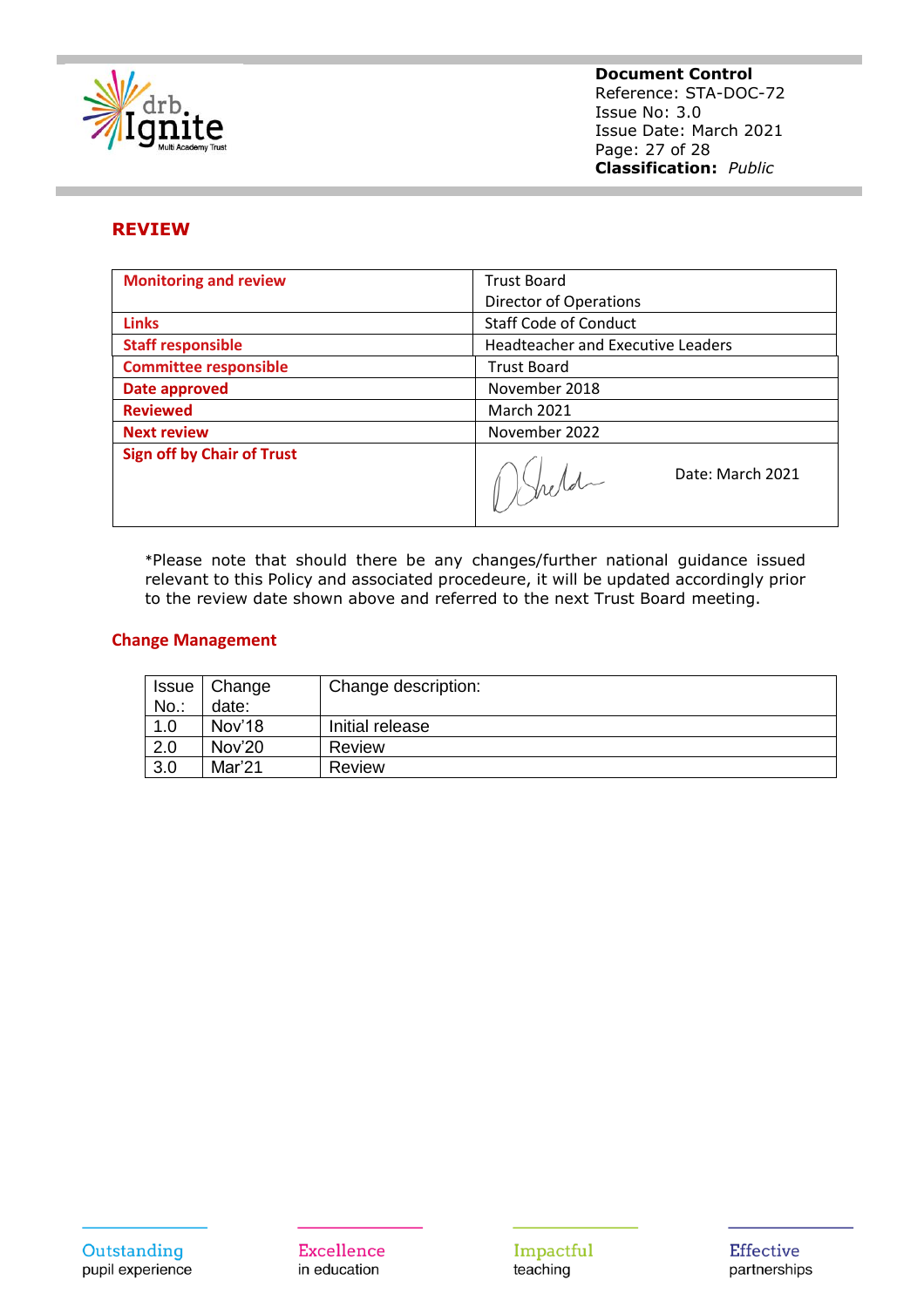## REVIEW

| | |
|---|---|
| **Monitoring and review** | Trust Board<br>Director of Operations |
| **Links** | Staff Code of Conduct |
| **Staff responsible** | Headteacher and Executive Leaders |
| **Committee responsible** | Trust Board |
| **Date approved** | November 2018 |
| **Reviewed** | March 2021 |
| **Next review** | November 2022 |
| **Sign off by Chair of Trust** | Date: March 2021 |

*Please note that should there be any changes/further national guidance issued relevant to this Policy and associated procedeure, it will be updated accordingly prior to the review date shown above and referred to the next Trust Board meeting.

### Change Management

| Issue No.: | Change date: | Change description: |
|---|---|---|
| 1.0 | Nov'18 | Initial release |
| 2.0 | Nov'20 | Review |
| 3.0 | Mar'21 | Review |